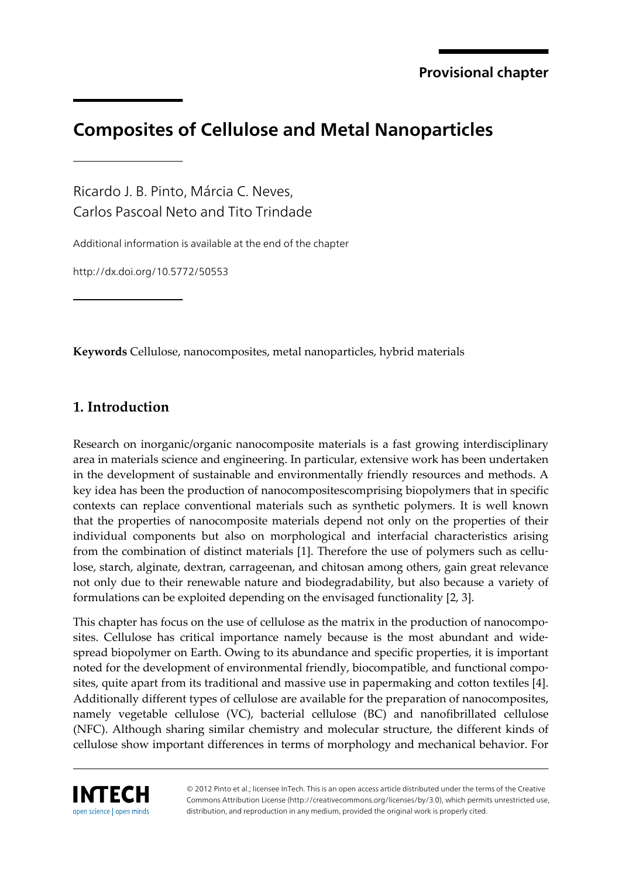Provisional chapter

# Composites of Cellulose and Metal Nanoparticles

Ricardo J. B. Pinto, Márcia C. Neves, Carlos Pascoal Neto and Tito Trindade

Additional information is available at the end of the chapter

http://dx.doi.org/10.5772/50553

**Keywords** Cellulose, nanocomposites, metal nanoparticles, hybrid materials

## 1. Introduction

Research on inorganic/organic nanocomposite materials is a fast growing interdisciplinary area in materials science and engineering. In particular, extensive work has been undertaken in the development of sustainable and environmentally friendly resources and methods. A key idea has been the production of nanocompositescomprising biopolymers that in specific contexts can replace conventional materials such as synthetic polymers. It is well known that the properties of nanocomposite materials depend not only on the properties of their individual components but also on morphological and interfacial characteristics arising from the combination of distinct materials [1]. Therefore the use of polymers such as cellulose, starch, alginate, dextran, carrageenan, and chitosan among others, gain great relevance not only due to their renewable nature and biodegradability, but also because a variety of formulations can be exploited depending on the envisaged functionality [2, 3].

This chapter has focus on the use of cellulose as the matrix in the production of nanocomposites. Cellulose has critical importance namely because is the most abundant and widespread biopolymer on Earth. Owing to its abundance and specific properties, it is important noted for the development of environmental friendly, biocompatible, and functional composites, quite apart from its traditional and massive use in papermaking and cotton textiles [4]. Additionally different types of cellulose are available for the preparation of nanocomposites, namely vegetable cellulose (VC), bacterial cellulose (BC) and nanofibrillated cellulose (NFC). Although sharing similar chemistry and molecular structure, the different kinds of cellulose show important differences in terms of morphology and mechanical behavior. For

© 2012 Pinto et al.; licensee InTech. This is an open access article distributed under the terms of the Creative Commons Attribution License (http://creativecommons.org/licenses/by/3.0), which permits unrestricted use, distribution, and reproduction in any medium, provided the original work is properly cited.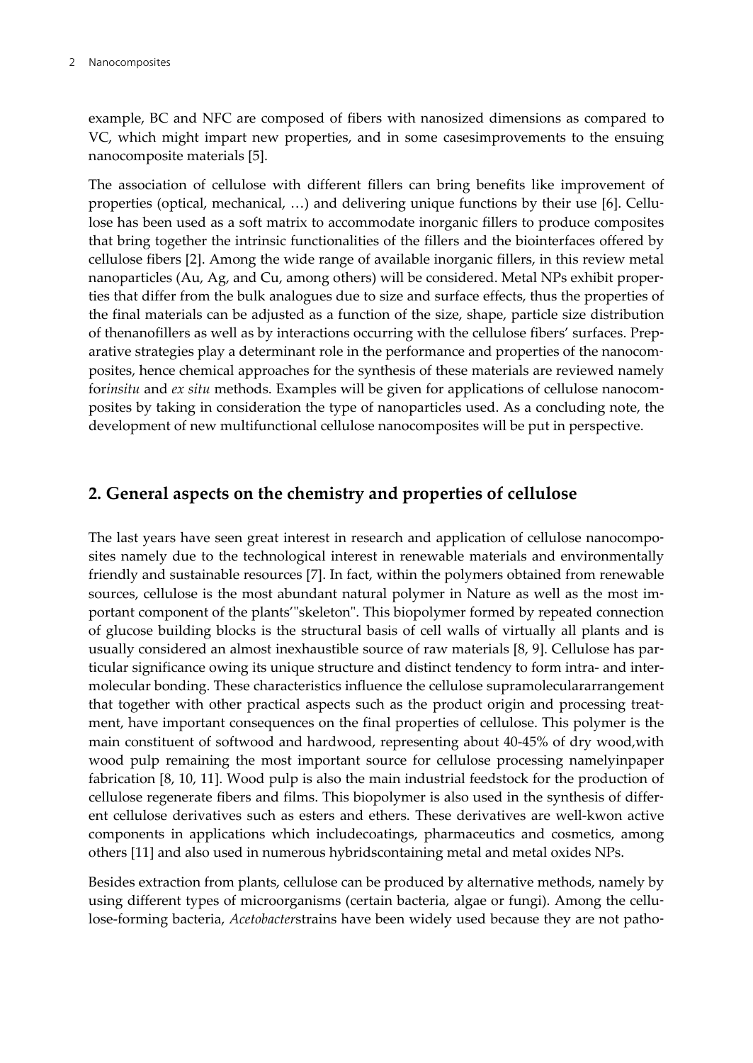example, BC and NFC are composed of fibers with nanosized dimensions as compared to VC, which might impart new properties, and in some casesimprovements to the ensuing nanocomposite materials [5].

The association of cellulose with different fillers can bring benefits like improvement of properties (optical, mechanical, …) and delivering unique functions by their use [6]. Cellulose has been used as a soft matrix to accommodate inorganic fillers to produce composites that bring together the intrinsic functionalities of the fillers and the biointerfaces offered by cellulose fibers [2]. Among the wide range of available inorganic fillers, in this review metal nanoparticles (Au, Ag, and Cu, among others) will be considered. Metal NPs exhibit properties that differ from the bulk analogues due to size and surface effects, thus the properties of the final materials can be adjusted as a function of the size, shape, particle size distribution of thenanofillers as well as by interactions occurring with the cellulose fibers' surfaces. Preparative strategies play a determinant role in the performance and properties of the nanocomposites, hence chemical approaches for the synthesis of these materials are reviewed namely for*insitu* and *ex situ* methods. Examples will be given for applications of cellulose nanocomposites by taking in consideration the type of nanoparticles used. As a concluding note, the development of new multifunctional cellulose nanocomposites will be put in perspective.

## 2. General aspects on the chemistry and properties of cellulose

The last years have seen great interest in research and application of cellulose nanocomposites namely due to the technological interest in renewable materials and environmentally friendly and sustainable resources [7]. In fact, within the polymers obtained from renewable sources, cellulose is the most abundant natural polymer in Nature as well as the most important component of the plants'"skeleton". This biopolymer formed by repeated connection of glucose building blocks is the structural basis of cell walls of virtually all plants and is usually considered an almost inexhaustible source of raw materials [8, 9]. Cellulose has particular significance owing its unique structure and distinct tendency to form intra- and intermolecular bonding. These characteristics influence the cellulose supramoleculararrangement that together with other practical aspects such as the product origin and processing treatment, have important consequences on the final properties of cellulose. This polymer is the main constituent of softwood and hardwood, representing about 40-45% of dry wood,with wood pulp remaining the most important source for cellulose processing namelyinpaper fabrication [8, 10, 11]. Wood pulp is also the main industrial feedstock for the production of cellulose regenerate fibers and films. This biopolymer is also used in the synthesis of different cellulose derivatives such as esters and ethers. These derivatives are well-kwon active components in applications which includecoatings, pharmaceutics and cosmetics, among others [11] and also used in numerous hybridscontaining metal and metal oxides NPs.

Besides extraction from plants, cellulose can be produced by alternative methods, namely by using different types of microorganisms (certain bacteria, algae or fungi). Among the cellulose-forming bacteria, *Acetobacter*strains have been widely used because they are not patho-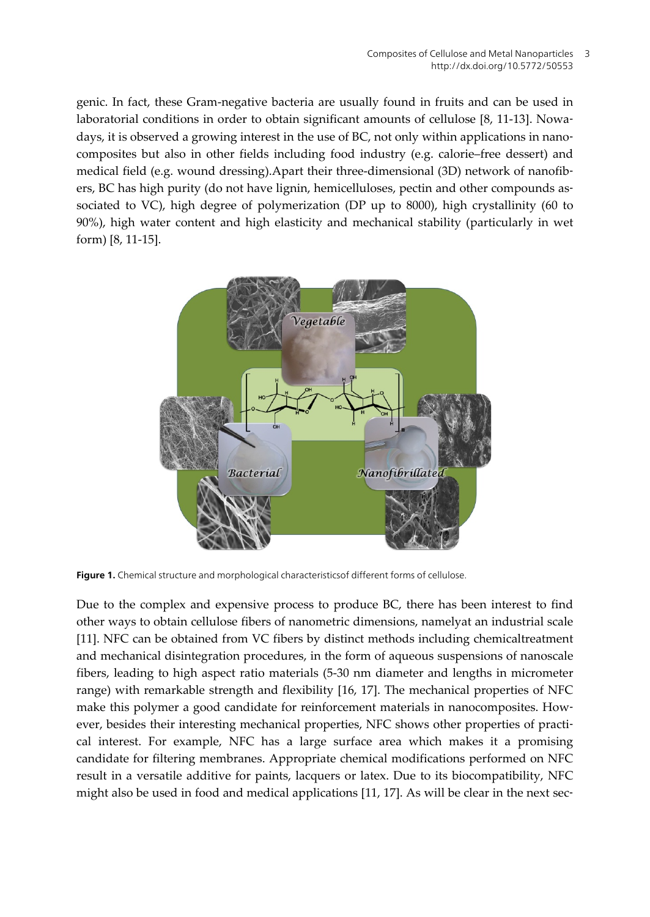genic. In fact, these Gram-negative bacteria are usually found in fruits and can be used in laboratorial conditions in order to obtain significant amounts of cellulose [8, 11-13]. Nowadays, it is observed a growing interest in the use of BC, not only within applications in nanocomposites but also in other fields including food industry (e.g. calorie–free dessert) and medical field (e.g. wound dressing).Apart their three-dimensional (3D) network of nanofibers, BC has high purity (do not have lignin, hemicelluloses, pectin and other compounds associated to VC), high degree of polymerization (DP up to 8000), high crystallinity (60 to 90%), high water content and high elasticity and mechanical stability (particularly in wet form) [8, 11-15].

**Figure 1.** Chemical structure and morphological characteristicsof different forms of cellulose.

Due to the complex and expensive process to produce BC, there has been interest to find other ways to obtain cellulose fibers of nanometric dimensions, namelyat an industrial scale [11]. NFC can be obtained from VC fibers by distinct methods including chemicaltreatment and mechanical disintegration procedures, in the form of aqueous suspensions of nanoscale fibers, leading to high aspect ratio materials (5-30 nm diameter and lengths in micrometer range) with remarkable strength and flexibility [16, 17]. The mechanical properties of NFC make this polymer a good candidate for reinforcement materials in nanocomposites. However, besides their interesting mechanical properties, NFC shows other properties of practical interest. For example, NFC has a large surface area which makes it a promising candidate for filtering membranes. Appropriate chemical modifications performed on NFC result in a versatile additive for paints, lacquers or latex. Due to its biocompatibility, NFC might also be used in food and medical applications [11, 17]. As will be clear in the next sec-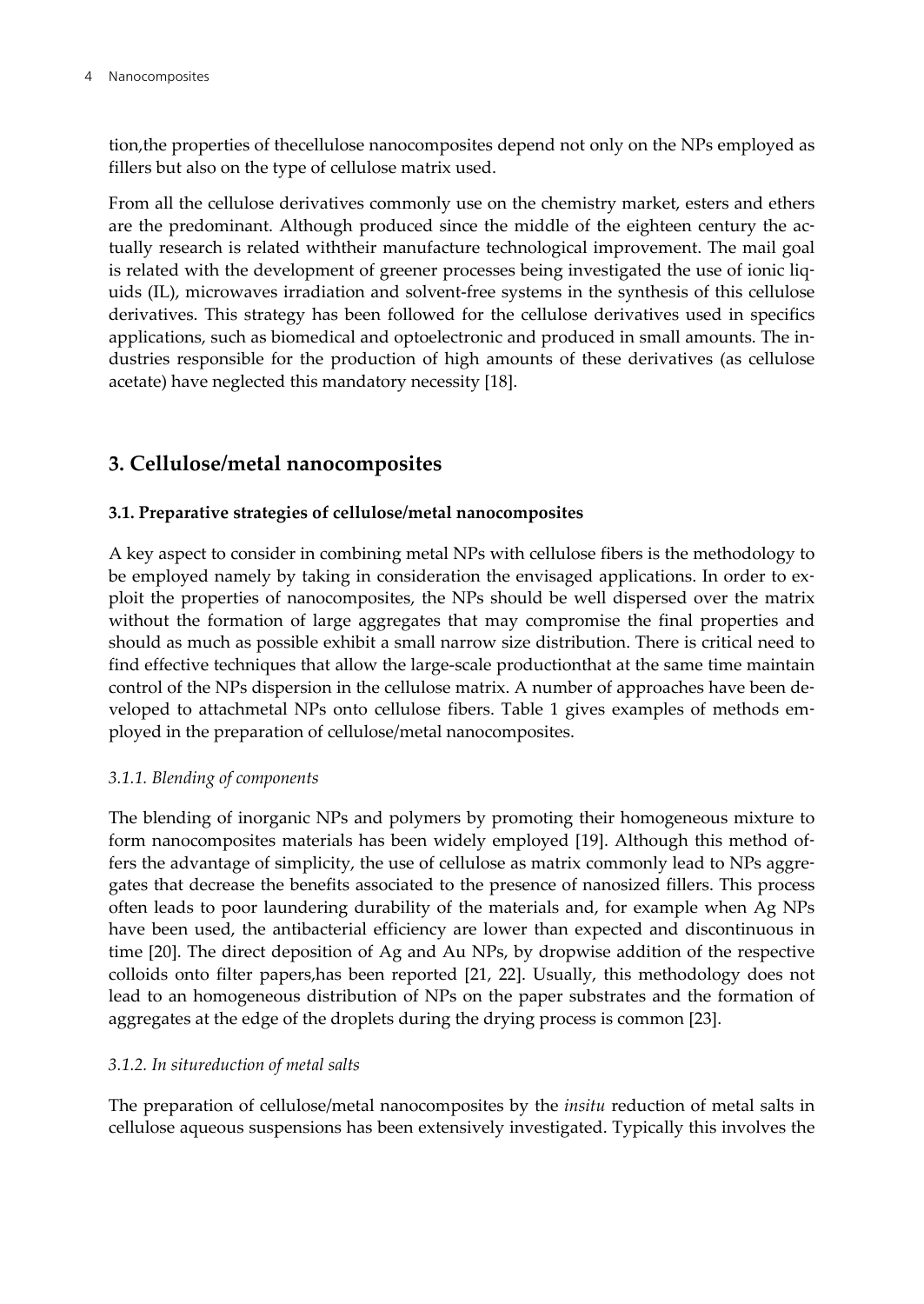tion,the properties of thecellulose nanocomposites depend not only on the NPs employed as fillers but also on the type of cellulose matrix used.

From all the cellulose derivatives commonly use on the chemistry market, esters and ethers are the predominant. Although produced since the middle of the eighteen century the actually research is related withtheir manufacture technological improvement. The mail goal is related with the development of greener processes being investigated the use of ionic liquids (IL), microwaves irradiation and solvent-free systems in the synthesis of this cellulose derivatives. This strategy has been followed for the cellulose derivatives used in specifics applications, such as biomedical and optoelectronic and produced in small amounts. The industries responsible for the production of high amounts of these derivatives (as cellulose acetate) have neglected this mandatory necessity [18].

## 3. Cellulose/metal nanocomposites

### 3.1. Preparative strategies of cellulose/metal nanocomposites

A key aspect to consider in combining metal NPs with cellulose fibers is the methodology to be employed namely by taking in consideration the envisaged applications. In order to exploit the properties of nanocomposites, the NPs should be well dispersed over the matrix without the formation of large aggregates that may compromise the final properties and should as much as possible exhibit a small narrow size distribution. There is critical need to find effective techniques that allow the large-scale productionthat at the same time maintain control of the NPs dispersion in the cellulose matrix. A number of approaches have been developed to attachmetal NPs onto cellulose fibers. Table 1 gives examples of methods employed in the preparation of cellulose/metal nanocomposites.

#### *3.1.1. Blending of components*

The blending of inorganic NPs and polymers by promoting their homogeneous mixture to form nanocomposites materials has been widely employed [19]. Although this method offers the advantage of simplicity, the use of cellulose as matrix commonly lead to NPs aggregates that decrease the benefits associated to the presence of nanosized fillers. This process often leads to poor laundering durability of the materials and, for example when Ag NPs have been used, the antibacterial efficiency are lower than expected and discontinuous in time [20]. The direct deposition of Ag and Au NPs, by dropwise addition of the respective colloids onto filter papers,has been reported [21, 22]. Usually, this methodology does not lead to an homogeneous distribution of NPs on the paper substrates and the formation of aggregates at the edge of the droplets during the drying process is common [23].

#### *3.1.2. In situreduction of metal salts*

The preparation of cellulose/metal nanocomposites by the *insitu* reduction of metal salts in cellulose aqueous suspensions has been extensively investigated. Typically this involves the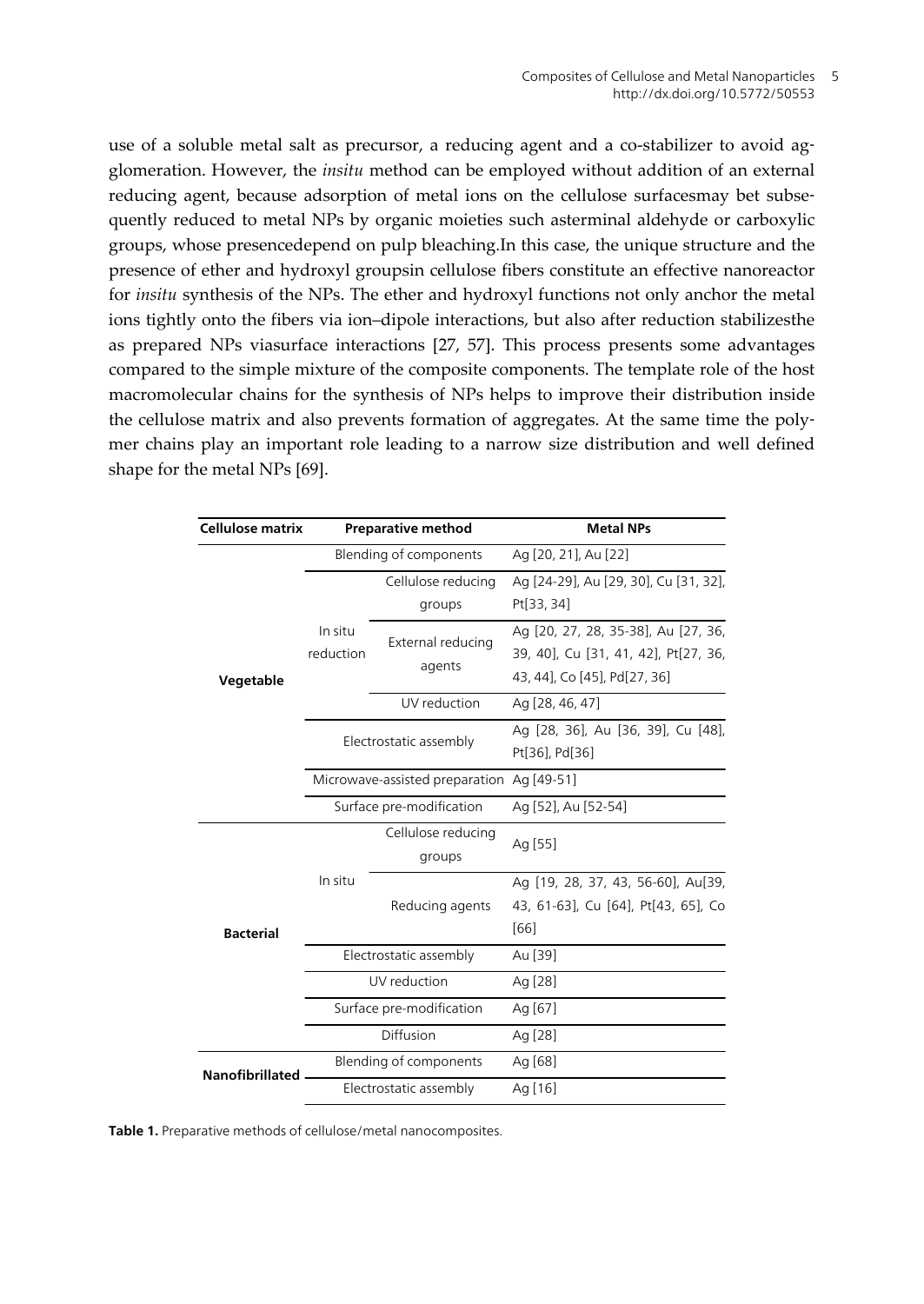use of a soluble metal salt as precursor, a reducing agent and a co-stabilizer to avoid agglomeration. However, the *insitu* method can be employed without addition of an external reducing agent, because adsorption of metal ions on the cellulose surfacesmay bet subsequently reduced to metal NPs by organic moieties such asterminal aldehyde or carboxylic groups, whose presencedepend on pulp bleaching.In this case, the unique structure and the presence of ether and hydroxyl groupsin cellulose fibers constitute an effective nanoreactor for *insitu* synthesis of the NPs. The ether and hydroxyl functions not only anchor the metal ions tightly onto the fibers via ion–dipole interactions, but also after reduction stabilizesthe as prepared NPs viasurface interactions [27, 57]. This process presents some advantages compared to the simple mixture of the composite components. The template role of the host macromolecular chains for the synthesis of NPs helps to improve their distribution inside the cellulose matrix and also prevents formation of aggregates. At the same time the polymer chains play an important role leading to a narrow size distribution and well defined shape for the metal NPs [69].

| Cellulose matrix | Preparative method | | Metal NPs |
|---|---|---|---|
| Vegetable | Blending of components | | Ag [20, 21], Au [22] |
| | In situ reduction | Cellulose reducing groups | Ag [24-29], Au [29, 30], Cu [31, 32], Pt[33, 34] |
| | | External reducing agents | Ag [20, 27, 28, 35-38], Au [27, 36, 39, 40], Cu [31, 41, 42], Pt[27, 36, 43, 44], Co [45], Pd[27, 36] |
| | | UV reduction | Ag [28, 46, 47] |
| | Electrostatic assembly | | Ag [28, 36], Au [36, 39], Cu [48], Pt[36], Pd[36] |
| | Microwave-assisted preparation | | Ag [49-51] |
| | Surface pre-modification | | Ag [52], Au [52-54] |
| Bacterial | In situ | Cellulose reducing groups | Ag [55] |
| | | Reducing agents | Ag [19, 28, 37, 43, 56-60], Au[39, 43, 61-63], Cu [64], Pt[43, 65], Co [66] |
| | Electrostatic assembly | | Au [39] |
| | UV reduction | | Ag [28] |
| | Surface pre-modification | | Ag [67] |
| | Diffusion | | Ag [28] |
| Nanofibrillated | Blending of components | | Ag [68] |
| | Electrostatic assembly | | Ag [16] |

**Table 1.** Preparative methods of cellulose/metal nanocomposites.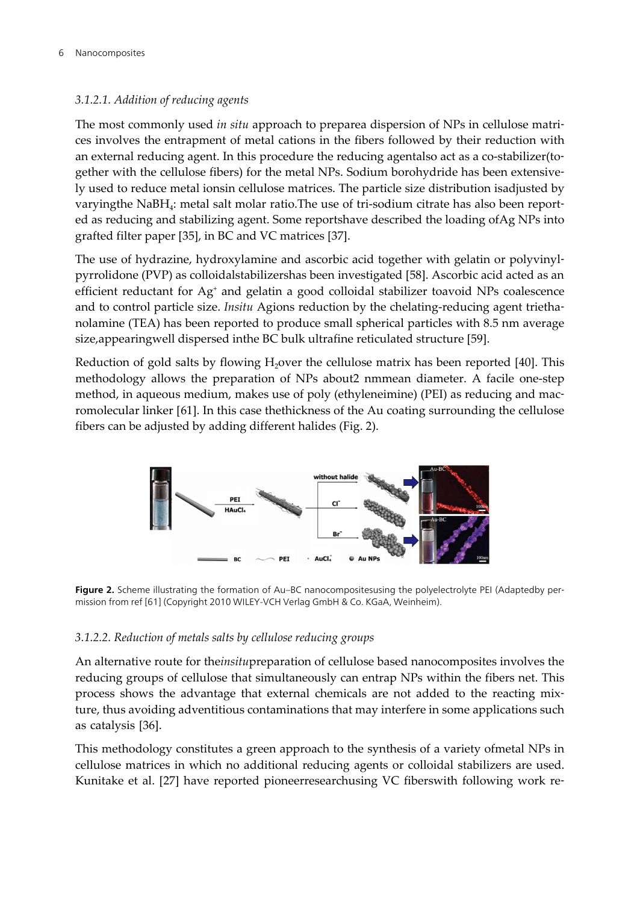#### *3.1.2.1. Addition of reducing agents*

The most commonly used *in situ* approach to preparea dispersion of NPs in cellulose matrices involves the entrapment of metal cations in the fibers followed by their reduction with an external reducing agent. In this procedure the reducing agentalso act as a co-stabilizer(together with the cellulose fibers) for the metal NPs. Sodium borohydride has been extensively used to reduce metal ionsin cellulose matrices. The particle size distribution isadjusted by varyingthe $NaBH_4$: metal salt molar ratio.The use of tri-sodium citrate has also been reported as reducing and stabilizing agent. Some reportshave described the loading ofAg NPs into grafted filter paper [35], in BC and VC matrices [37].

The use of hydrazine, hydroxylamine and ascorbic acid together with gelatin or polyvinylpyrrolidone (PVP) as colloidalstabilizershas been investigated [58]. Ascorbic acid acted as an efficient reductant for $Ag^{+}$ and gelatin a good colloidal stabilizer toavoid NPs coalescence and to control particle size. *Insitu* Agions reduction by the chelating-reducing agent triethanolamine (TEA) has been reported to produce small spherical particles with 8.5 nm average size,appearingwell dispersed inthe BC bulk ultrafine reticulated structure [59].

Reduction of gold salts by flowing $H_2$over the cellulose matrix has been reported [40]. This methodology allows the preparation of NPs about2 nmmean diameter. A facile one-step method, in aqueous medium, makes use of poly (ethyleneimine) (PEI) as reducing and macromolecular linker [61]. In this case thethickness of the Au coating surrounding the cellulose fibers can be adjusted by adding different halides (Fig. 2).

**Figure 2.** Scheme illustrating the formation of Au–BC nanocompositesusing the polyelectrolyte PEI (Adaptedby permission from ref [61] (Copyright 2010 WILEY-VCH Verlag GmbH & Co. KGaA, Weinheim).

#### *3.1.2.2. Reduction of metals salts by cellulose reducing groups*

An alternative route for the*insitu*preparation of cellulose based nanocomposites involves the reducing groups of cellulose that simultaneously can entrap NPs within the fibers net. This process shows the advantage that external chemicals are not added to the reacting mixture, thus avoiding adventitious contaminations that may interfere in some applications such as catalysis [36].

This methodology constitutes a green approach to the synthesis of a variety ofmetal NPs in cellulose matrices in which no additional reducing agents or colloidal stabilizers are used. Kunitake et al. [27] have reported pioneerresearchusing VC fiberswith following work re-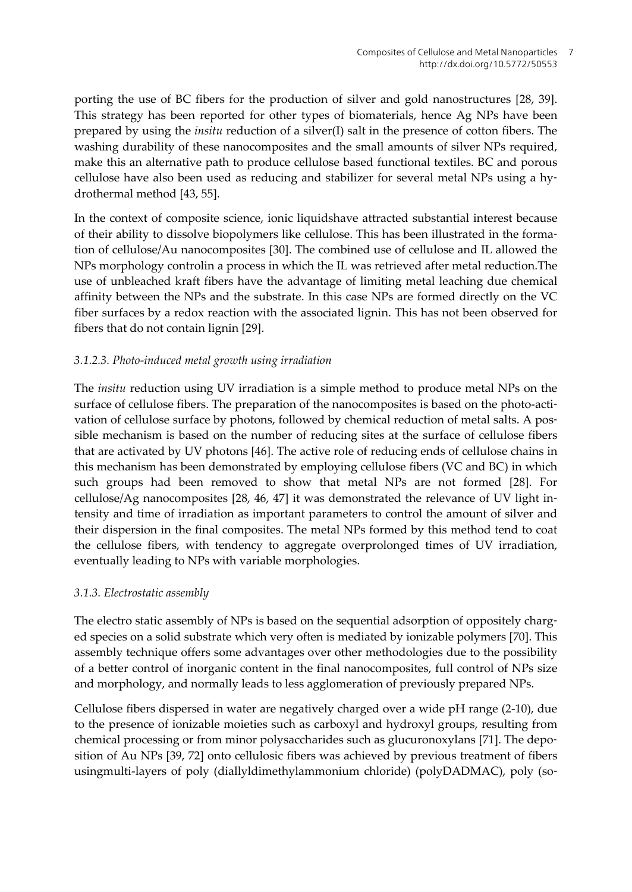porting the use of BC fibers for the production of silver and gold nanostructures [28, 39]. This strategy has been reported for other types of biomaterials, hence Ag NPs have been prepared by using the *insitu* reduction of a silver(I) salt in the presence of cotton fibers. The washing durability of these nanocomposites and the small amounts of silver NPs required, make this an alternative path to produce cellulose based functional textiles. BC and porous cellulose have also been used as reducing and stabilizer for several metal NPs using a hydrothermal method [43, 55].

In the context of composite science, ionic liquidshave attracted substantial interest because of their ability to dissolve biopolymers like cellulose. This has been illustrated in the formation of cellulose/Au nanocomposites [30]. The combined use of cellulose and IL allowed the NPs morphology controlin a process in which the IL was retrieved after metal reduction.The use of unbleached kraft fibers have the advantage of limiting metal leaching due chemical affinity between the NPs and the substrate. In this case NPs are formed directly on the VC fiber surfaces by a redox reaction with the associated lignin. This has not been observed for fibers that do not contain lignin [29].

#### *3.1.2.3. Photo-induced metal growth using irradiation*

The *insitu* reduction using UV irradiation is a simple method to produce metal NPs on the surface of cellulose fibers. The preparation of the nanocomposites is based on the photo-activation of cellulose surface by photons, followed by chemical reduction of metal salts. A possible mechanism is based on the number of reducing sites at the surface of cellulose fibers that are activated by UV photons [46]. The active role of reducing ends of cellulose chains in this mechanism has been demonstrated by employing cellulose fibers (VC and BC) in which such groups had been removed to show that metal NPs are not formed [28]. For cellulose/Ag nanocomposites [28, 46, 47] it was demonstrated the relevance of UV light intensity and time of irradiation as important parameters to control the amount of silver and their dispersion in the final composites. The metal NPs formed by this method tend to coat the cellulose fibers, with tendency to aggregate overprolonged times of UV irradiation, eventually leading to NPs with variable morphologies.

### *3.1.3. Electrostatic assembly*

The electro static assembly of NPs is based on the sequential adsorption of oppositely charged species on a solid substrate which very often is mediated by ionizable polymers [70]. This assembly technique offers some advantages over other methodologies due to the possibility of a better control of inorganic content in the final nanocomposites, full control of NPs size and morphology, and normally leads to less agglomeration of previously prepared NPs.

Cellulose fibers dispersed in water are negatively charged over a wide pH range (2-10), due to the presence of ionizable moieties such as carboxyl and hydroxyl groups, resulting from chemical processing or from minor polysaccharides such as glucuronoxylans [71]. The deposition of Au NPs [39, 72] onto cellulosic fibers was achieved by previous treatment of fibers usingmulti-layers of poly (diallyldimethylammonium chloride) (polyDADMAC), poly (so-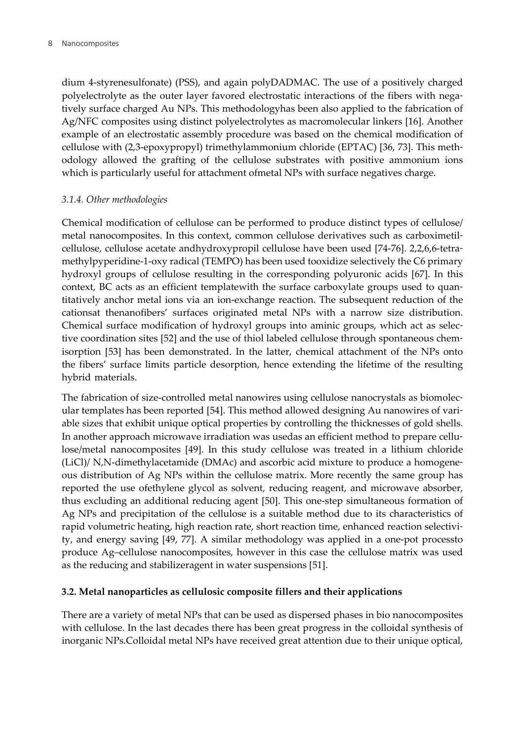dium 4-styrenesulfonate) (PSS), and again polyDADMAC. The use of a positively charged polyelectrolyte as the outer layer favored electrostatic interactions of the fibers with negatively surface charged Au NPs. This methodologyhas been also applied to the fabrication of Ag/NFC composites using distinct polyelectrolytes as macromolecular linkers [16]. Another example of an electrostatic assembly procedure was based on the chemical modification of cellulose with (2,3-epoxypropyl) trimethylammonium chloride (EPTAC) [36, 73]. This methodology allowed the grafting of the cellulose substrates with positive ammonium ions which is particularly useful for attachment ofmetal NPs with surface negatives charge.

### *3.1.4. Other methodologies*

Chemical modification of cellulose can be performed to produce distinct types of cellulose/ metal nanocomposites. In this context, common cellulose derivatives such as carboximetilcellulose, cellulose acetate andhydroxypropil cellulose have been used [74-76]. 2,2,6,6-tetramethylpyperidine-1-oxy radical (TEMPO) has been used tooxidize selectively the C6 primary hydroxyl groups of cellulose resulting in the corresponding polyuronic acids [67]. In this context, BC acts as an efficient templatewith the surface carboxylate groups used to quantitatively anchor metal ions via an ion-exchange reaction. The subsequent reduction of the cationsat thenanofibers' surfaces originated metal NPs with a narrow size distribution. Chemical surface modification of hydroxyl groups into aminic groups, which act as selective coordination sites [52] and the use of thiol labeled cellulose through spontaneous chemisorption [53] has been demonstrated. In the latter, chemical attachment of the NPs onto the fibers' surface limits particle desorption, hence extending the lifetime of the resulting hybrid materials.

The fabrication of size-controlled metal nanowires using cellulose nanocrystals as biomolecular templates has been reported [54]. This method allowed designing Au nanowires of variable sizes that exhibit unique optical properties by controlling the thicknesses of gold shells. In another approach microwave irradiation was usedas an efficient method to prepare cellulose/metal nanocomposites [49]. In this study cellulose was treated in a lithium chloride (LiCl)/ N,N-dimethylacetamide (DMAc) and ascorbic acid mixture to produce a homogeneous distribution of Ag NPs within the cellulose matrix. More recently the same group has reported the use ofethylene glycol as solvent, reducing reagent, and microwave absorber, thus excluding an additional reducing agent [50]. This one-step simultaneous formation of Ag NPs and precipitation of the cellulose is a suitable method due to its characteristics of rapid volumetric heating, high reaction rate, short reaction time, enhanced reaction selectivity, and energy saving [49, 77]. A similar methodology was applied in a one-pot processto produce Ag–cellulose nanocomposites, however in this case the cellulose matrix was used as the reducing and stabilizeragent in water suspensions [51].

### **3.2. Metal nanoparticles as cellulosic composite fillers and their applications**

There are a variety of metal NPs that can be used as dispersed phases in bio nanocomposites with cellulose. In the last decades there has been great progress in the colloidal synthesis of inorganic NPs.Colloidal metal NPs have received great attention due to their unique optical,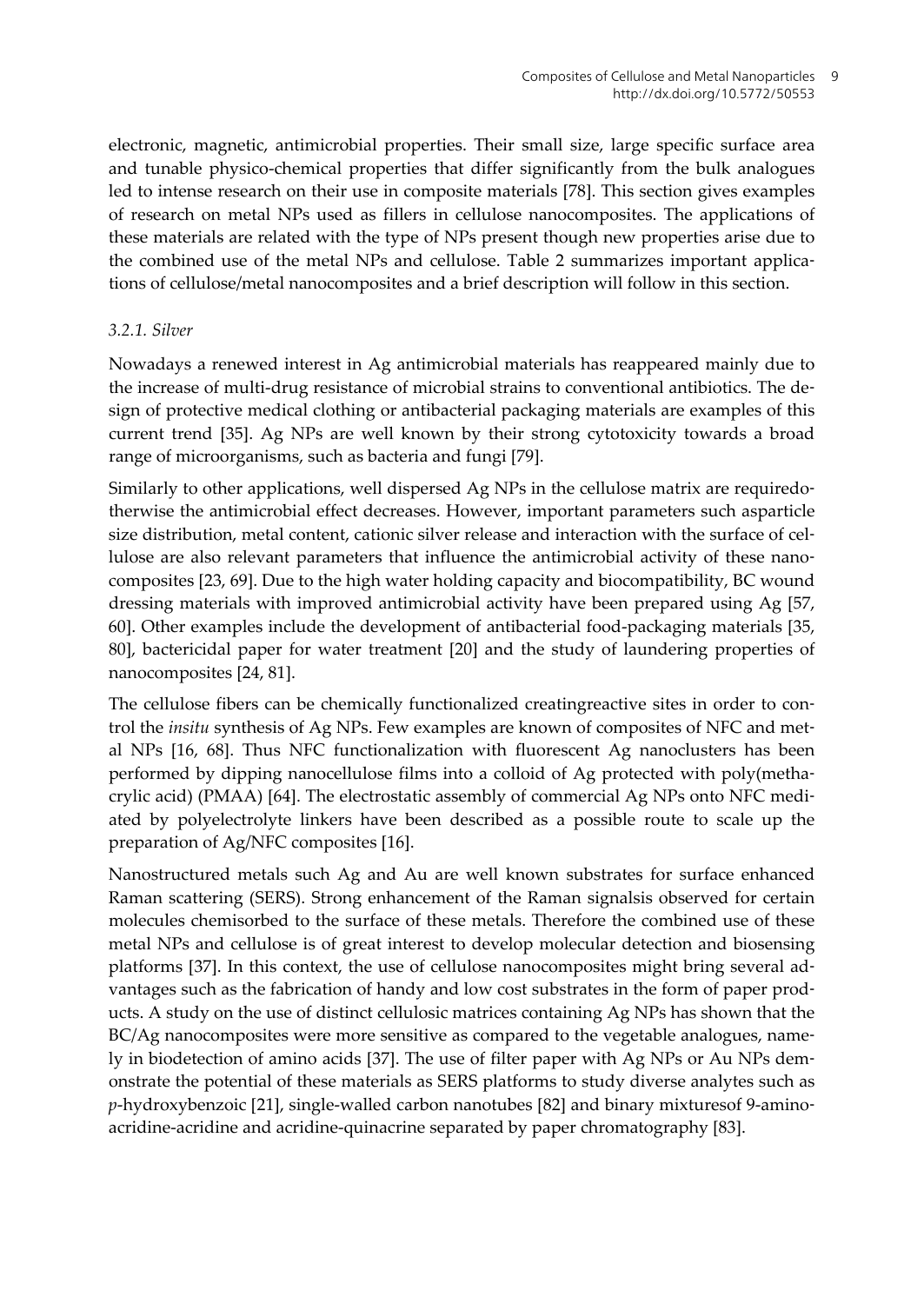electronic, magnetic, antimicrobial properties. Their small size, large specific surface area and tunable physico-chemical properties that differ significantly from the bulk analogues led to intense research on their use in composite materials [78]. This section gives examples of research on metal NPs used as fillers in cellulose nanocomposites. The applications of these materials are related with the type of NPs present though new properties arise due to the combined use of the metal NPs and cellulose. Table 2 summarizes important applications of cellulose/metal nanocomposites and a brief description will follow in this section.

### *3.2.1. Silver*

Nowadays a renewed interest in Ag antimicrobial materials has reappeared mainly due to the increase of multi-drug resistance of microbial strains to conventional antibiotics. The design of protective medical clothing or antibacterial packaging materials are examples of this current trend [35]. Ag NPs are well known by their strong cytotoxicity towards a broad range of microorganisms, such as bacteria and fungi [79].

Similarly to other applications, well dispersed Ag NPs in the cellulose matrix are requiredotherwise the antimicrobial effect decreases. However, important parameters such asparticle size distribution, metal content, cationic silver release and interaction with the surface of cellulose are also relevant parameters that influence the antimicrobial activity of these nanocomposites [23, 69]. Due to the high water holding capacity and biocompatibility, BC wound dressing materials with improved antimicrobial activity have been prepared using Ag [57, 60]. Other examples include the development of antibacterial food-packaging materials [35, 80], bactericidal paper for water treatment [20] and the study of laundering properties of nanocomposites [24, 81].

The cellulose fibers can be chemically functionalized creatingreactive sites in order to control the *insitu* synthesis of Ag NPs. Few examples are known of composites of NFC and metal NPs [16, 68]. Thus NFC functionalization with fluorescent Ag nanoclusters has been performed by dipping nanocellulose films into a colloid of Ag protected with poly(methacrylic acid) (PMAA) [64]. The electrostatic assembly of commercial Ag NPs onto NFC mediated by polyelectrolyte linkers have been described as a possible route to scale up the preparation of Ag/NFC composites [16].

Nanostructured metals such Ag and Au are well known substrates for surface enhanced Raman scattering (SERS). Strong enhancement of the Raman signalsis observed for certain molecules chemisorbed to the surface of these metals. Therefore the combined use of these metal NPs and cellulose is of great interest to develop molecular detection and biosensing platforms [37]. In this context, the use of cellulose nanocomposites might bring several advantages such as the fabrication of handy and low cost substrates in the form of paper products. A study on the use of distinct cellulosic matrices containing Ag NPs has shown that the BC/Ag nanocomposites were more sensitive as compared to the vegetable analogues, namely in biodetection of amino acids [37]. The use of filter paper with Ag NPs or Au NPs demonstrate the potential of these materials as SERS platforms to study diverse analytes such as *p*-hydroxybenzoic [21], single-walled carbon nanotubes [82] and binary mixturesof 9-aminoacridine-acridine and acridine-quinacrine separated by paper chromatography [83].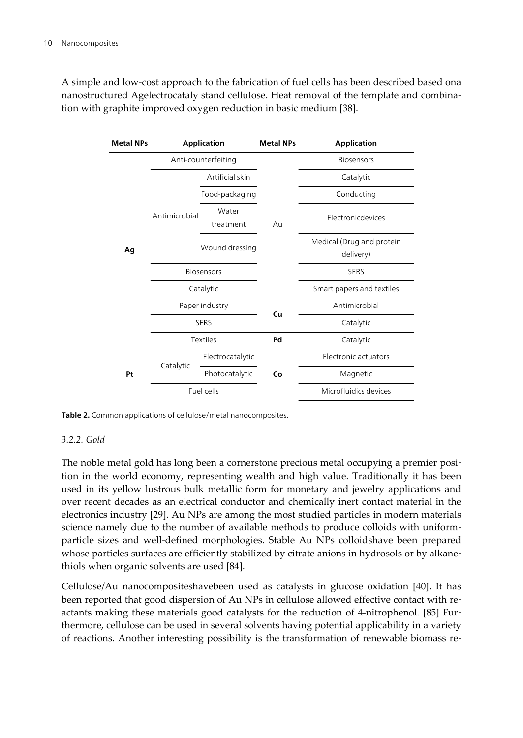A simple and low-cost approach to the fabrication of fuel cells has been described based ona nanostructured Agelectrocataly stand cellulose. Heat removal of the template and combination with graphite improved oxygen reduction in basic medium [38].

| Metal NPs | Application | | Metal NPs | Application |
|---|---|---|---|---|
| Ag | Anti-counterfeiting | | Au | Biosensors |
| | Antimicrobial | Artificial skin | | Catalytic |
| | | Food-packaging | | Conducting |
| | | Water treatment | | Electronicdevices |
| | | Wound dressing | | Medical (Drug and protein delivery) |
| | Biosensors | | | SERS |
| | Catalytic | | | Smart papers and textiles |
| | Paper industry | | Cu | Antimicrobial |
| | SERS | | | Catalytic |
| | Textiles | | Pd | Catalytic |
| Pt | Catalytic | Electrocatalytic | Co | Electronic actuators |
| | | Photocatalytic | | Magnetic |
| | Fuel cells | | | Microfluidics devices |

**Table 2.** Common applications of cellulose/metal nanocomposites.

### *3.2.2. Gold*

The noble metal gold has long been a cornerstone precious metal occupying a premier position in the world economy, representing wealth and high value. Traditionally it has been used in its yellow lustrous bulk metallic form for monetary and jewelry applications and over recent decades as an electrical conductor and chemically inert contact material in the electronics industry [29]. Au NPs are among the most studied particles in modern materials science namely due to the number of available methods to produce colloids with uniformparticle sizes and well-defined morphologies. Stable Au NPs colloidshave been prepared whose particles surfaces are efficiently stabilized by citrate anions in hydrosols or by alkanethiols when organic solvents are used [84].

Cellulose/Au nanocompositeshavebeen used as catalysts in glucose oxidation [40]. It has been reported that good dispersion of Au NPs in cellulose allowed effective contact with reactants making these materials good catalysts for the reduction of 4-nitrophenol. [85] Furthermore, cellulose can be used in several solvents having potential applicability in a variety of reactions. Another interesting possibility is the transformation of renewable biomass re-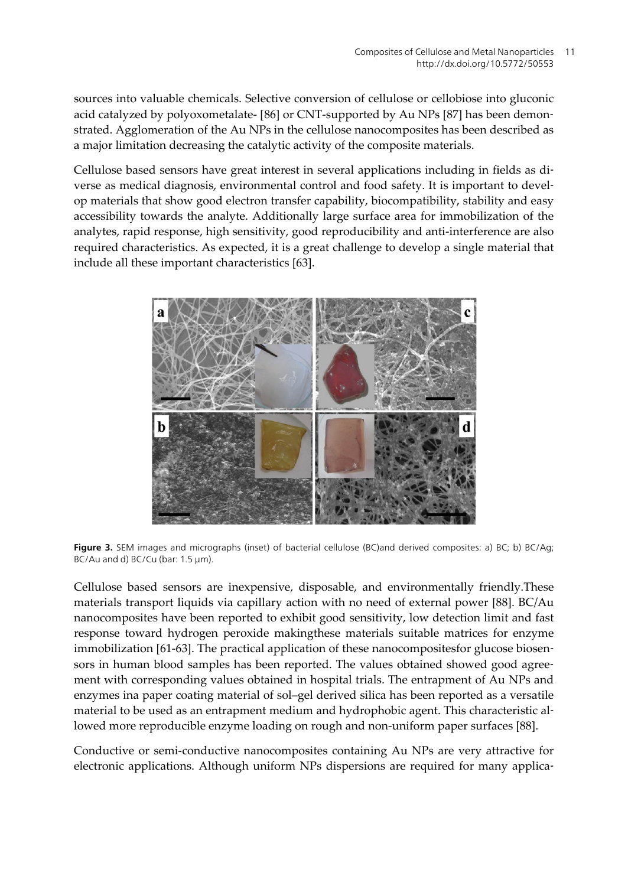sources into valuable chemicals. Selective conversion of cellulose or cellobiose into gluconic acid catalyzed by polyoxometalate- [86] or CNT-supported by Au NPs [87] has been demonstrated. Agglomeration of the Au NPs in the cellulose nanocomposites has been described as a major limitation decreasing the catalytic activity of the composite materials.

Cellulose based sensors have great interest in several applications including in fields as diverse as medical diagnosis, environmental control and food safety. It is important to develop materials that show good electron transfer capability, biocompatibility, stability and easy accessibility towards the analyte. Additionally large surface area for immobilization of the analytes, rapid response, high sensitivity, good reproducibility and anti-interference are also required characteristics. As expected, it is a great challenge to develop a single material that include all these important characteristics [63].

**Figure 3.** SEM images and micrographs (inset) of bacterial cellulose (BC)and derived composites: a) BC; b) BC/Ag; BC/Au and d) BC/Cu (bar: 1.5 µm).

Cellulose based sensors are inexpensive, disposable, and environmentally friendly.These materials transport liquids via capillary action with no need of external power [88]. BC/Au nanocomposites have been reported to exhibit good sensitivity, low detection limit and fast response toward hydrogen peroxide makingthese materials suitable matrices for enzyme immobilization [61-63]. The practical application of these nanocompositesfor glucose biosensors in human blood samples has been reported. The values obtained showed good agreement with corresponding values obtained in hospital trials. The entrapment of Au NPs and enzymes ina paper coating material of sol–gel derived silica has been reported as a versatile material to be used as an entrapment medium and hydrophobic agent. This characteristic allowed more reproducible enzyme loading on rough and non-uniform paper surfaces [88].

Conductive or semi-conductive nanocomposites containing Au NPs are very attractive for electronic applications. Although uniform NPs dispersions are required for many applica-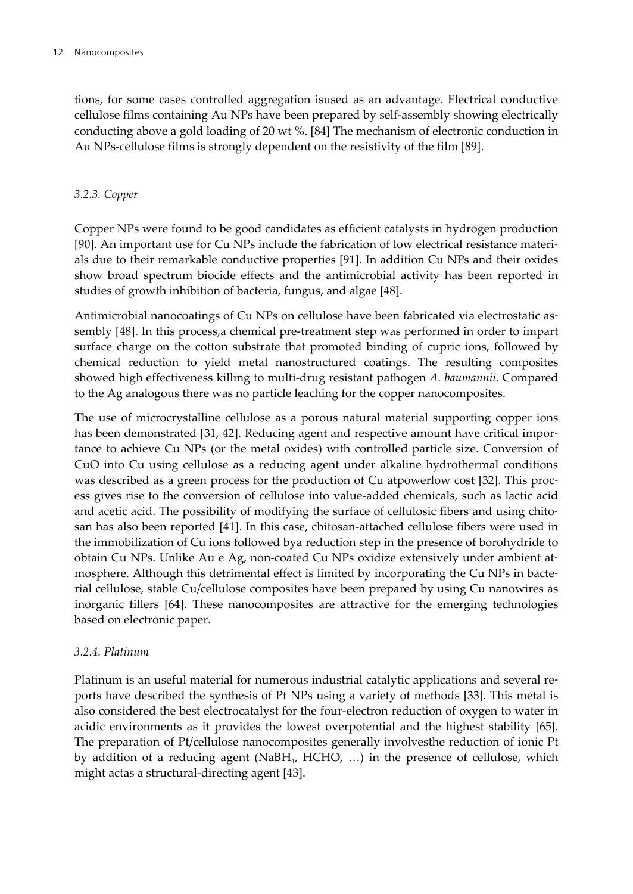tions, for some cases controlled aggregation isused as an advantage. Electrical conductive cellulose films containing Au NPs have been prepared by self-assembly showing electrically conducting above a gold loading of 20 wt %. [84] The mechanism of electronic conduction in Au NPs-cellulose films is strongly dependent on the resistivity of the film [89].

### *3.2.3. Copper*

Copper NPs were found to be good candidates as efficient catalysts in hydrogen production [90]. An important use for Cu NPs include the fabrication of low electrical resistance materials due to their remarkable conductive properties [91]. In addition Cu NPs and their oxides show broad spectrum biocide effects and the antimicrobial activity has been reported in studies of growth inhibition of bacteria, fungus, and algae [48].

Antimicrobial nanocoatings of Cu NPs on cellulose have been fabricated via electrostatic assembly [48]. In this process,a chemical pre-treatment step was performed in order to impart surface charge on the cotton substrate that promoted binding of cupric ions, followed by chemical reduction to yield metal nanostructured coatings. The resulting composites showed high effectiveness killing to multi-drug resistant pathogen *A. baumannii*. Compared to the Ag analogous there was no particle leaching for the copper nanocomposites.

The use of microcrystalline cellulose as a porous natural material supporting copper ions has been demonstrated [31, 42]. Reducing agent and respective amount have critical importance to achieve Cu NPs (or the metal oxides) with controlled particle size. Conversion of CuO into Cu using cellulose as a reducing agent under alkaline hydrothermal conditions was described as a green process for the production of Cu atpowerlow cost [32]. This process gives rise to the conversion of cellulose into value-added chemicals, such as lactic acid and acetic acid. The possibility of modifying the surface of cellulosic fibers and using chitosan has also been reported [41]. In this case, chitosan-attached cellulose fibers were used in the immobilization of Cu ions followed bya reduction step in the presence of borohydride to obtain Cu NPs. Unlike Au e Ag, non-coated Cu NPs oxidize extensively under ambient atmosphere. Although this detrimental effect is limited by incorporating the Cu NPs in bacterial cellulose, stable Cu/cellulose composites have been prepared by using Cu nanowires as inorganic fillers [64]. These nanocomposites are attractive for the emerging technologies based on electronic paper.

### *3.2.4. Platinum*

Platinum is an useful material for numerous industrial catalytic applications and several reports have described the synthesis of Pt NPs using a variety of methods [33]. This metal is also considered the best electrocatalyst for the four-electron reduction of oxygen to water in acidic environments as it provides the lowest overpotential and the highest stability [65]. The preparation of Pt/cellulose nanocomposites generally involvesthe reduction of ionic Pt by addition of a reducing agent ($NaBH_4$, HCHO, …) in the presence of cellulose, which might actas a structural-directing agent [43].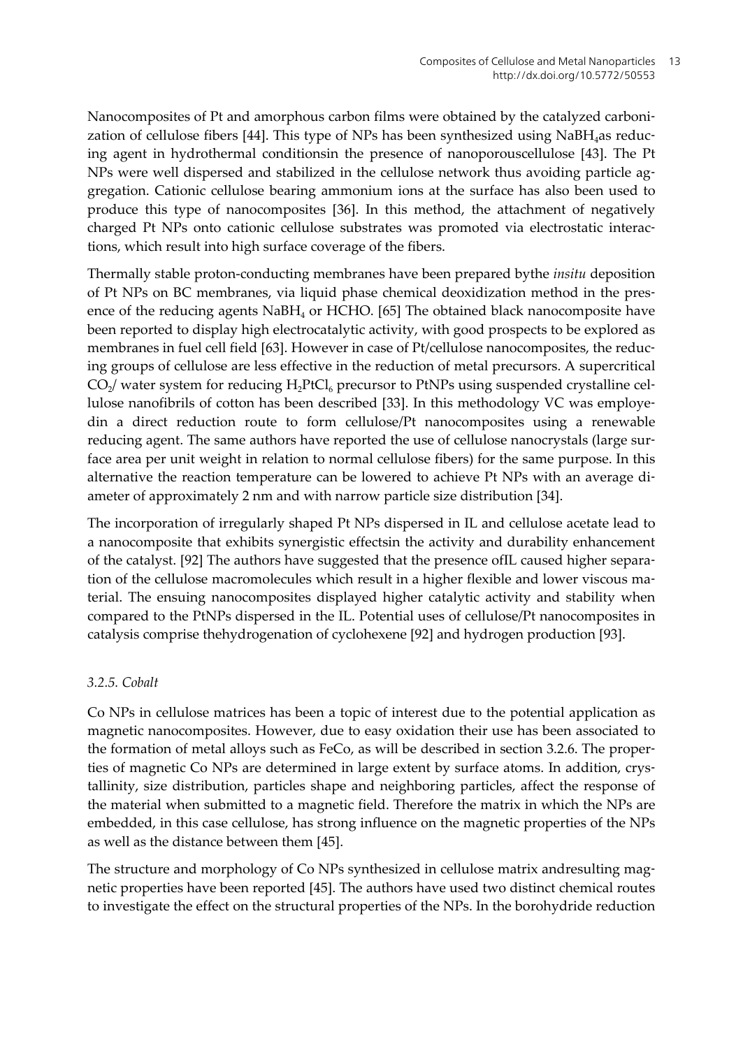Nanocomposites of Pt and amorphous carbon films were obtained by the catalyzed carbonization of cellulose fibers [44]. This type of NPs has been synthesized using $NaBH_4$as reducing agent in hydrothermal conditionsin the presence of nanoporouscellulose [43]. The Pt NPs were well dispersed and stabilized in the cellulose network thus avoiding particle aggregation. Cationic cellulose bearing ammonium ions at the surface has also been used to produce this type of nanocomposites [36]. In this method, the attachment of negatively charged Pt NPs onto cationic cellulose substrates was promoted via electrostatic interactions, which result into high surface coverage of the fibers.

Thermally stable proton-conducting membranes have been prepared bythe *insitu* deposition of Pt NPs on BC membranes, via liquid phase chemical deoxidization method in the presence of the reducing agents $NaBH_4$ or HCHO. [65] The obtained black nanocomposite have been reported to display high electrocatalytic activity, with good prospects to be explored as membranes in fuel cell field [63]. However in case of Pt/cellulose nanocomposites, the reducing groups of cellulose are less effective in the reduction of metal precursors. A supercritical $CO_2$/ water system for reducing $H_2PtCl_6$ precursor to PtNPs using suspended crystalline cellulose nanofibrils of cotton has been described [33]. In this methodology VC was employedin a direct reduction route to form cellulose/Pt nanocomposites using a renewable reducing agent. The same authors have reported the use of cellulose nanocrystals (large surface area per unit weight in relation to normal cellulose fibers) for the same purpose. In this alternative the reaction temperature can be lowered to achieve Pt NPs with an average diameter of approximately 2 nm and with narrow particle size distribution [34].

The incorporation of irregularly shaped Pt NPs dispersed in IL and cellulose acetate lead to a nanocomposite that exhibits synergistic effectsin the activity and durability enhancement of the catalyst. [92] The authors have suggested that the presence ofIL caused higher separation of the cellulose macromolecules which result in a higher flexible and lower viscous material. The ensuing nanocomposites displayed higher catalytic activity and stability when compared to the PtNPs dispersed in the IL. Potential uses of cellulose/Pt nanocomposites in catalysis comprise thehydrogenation of cyclohexene [92] and hydrogen production [93].

### *3.2.5. Cobalt*

Co NPs in cellulose matrices has been a topic of interest due to the potential application as magnetic nanocomposites. However, due to easy oxidation their use has been associated to the formation of metal alloys such as FeCo, as will be described in section 3.2.6. The properties of magnetic Co NPs are determined in large extent by surface atoms. In addition, crystallinity, size distribution, particles shape and neighboring particles, affect the response of the material when submitted to a magnetic field. Therefore the matrix in which the NPs are embedded, in this case cellulose, has strong influence on the magnetic properties of the NPs as well as the distance between them [45].

The structure and morphology of Co NPs synthesized in cellulose matrix andresulting magnetic properties have been reported [45]. The authors have used two distinct chemical routes to investigate the effect on the structural properties of the NPs. In the borohydride reduction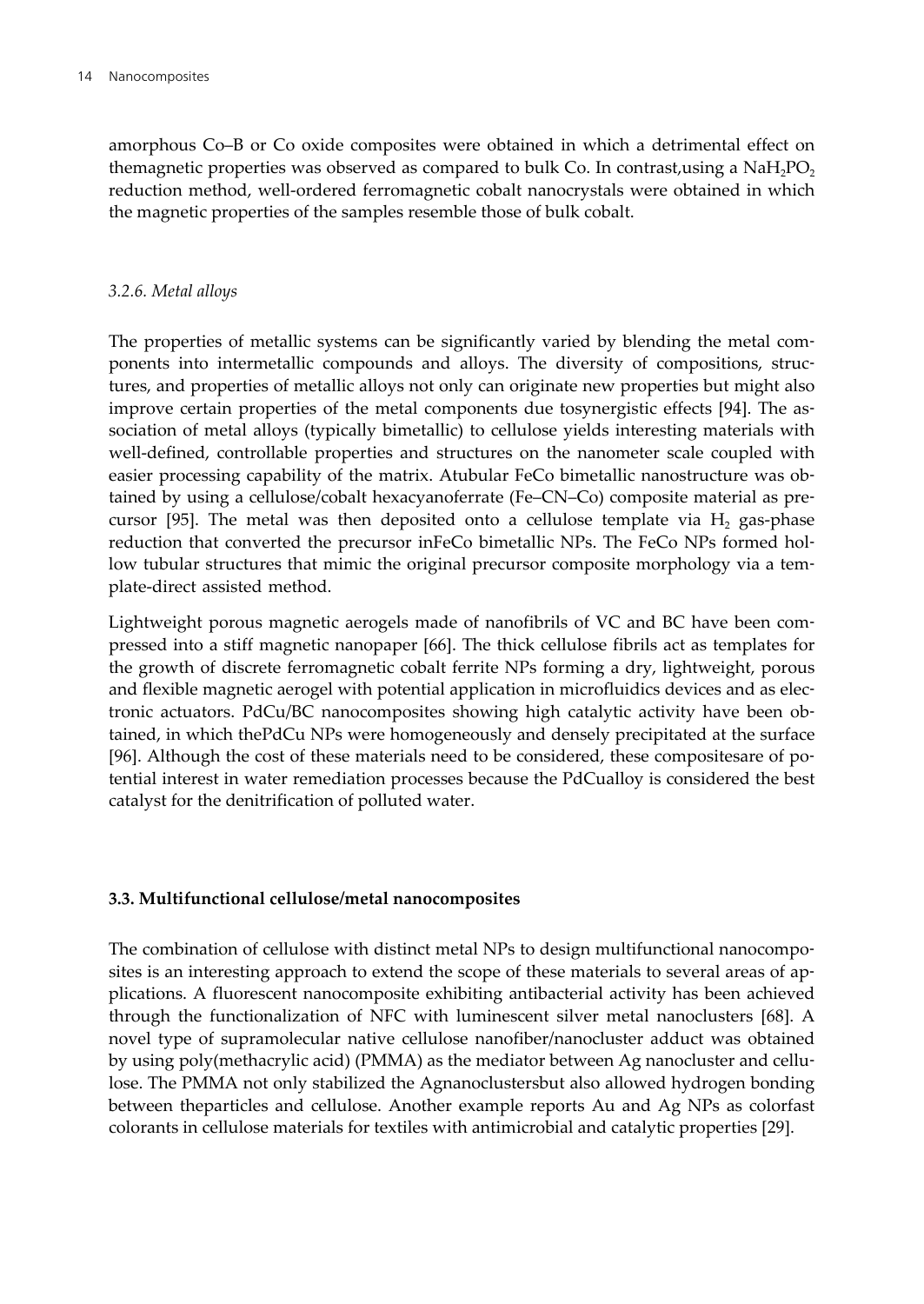amorphous Co–B or Co oxide composites were obtained in which a detrimental effect on themagnetic properties was observed as compared to bulk Co. In contrast,using a $NaH_2PO_2$ reduction method, well-ordered ferromagnetic cobalt nanocrystals were obtained in which the magnetic properties of the samples resemble those of bulk cobalt.

### *3.2.6. Metal alloys*

The properties of metallic systems can be significantly varied by blending the metal components into intermetallic compounds and alloys. The diversity of compositions, structures, and properties of metallic alloys not only can originate new properties but might also improve certain properties of the metal components due tosynergistic effects [94]. The association of metal alloys (typically bimetallic) to cellulose yields interesting materials with well-defined, controllable properties and structures on the nanometer scale coupled with easier processing capability of the matrix. Atubular FeCo bimetallic nanostructure was obtained by using a cellulose/cobalt hexacyanoferrate (Fe–CN–Co) composite material as precursor [95]. The metal was then deposited onto a cellulose template via $H_2$ gas-phase reduction that converted the precursor inFeCo bimetallic NPs. The FeCo NPs formed hollow tubular structures that mimic the original precursor composite morphology via a template-direct assisted method.

Lightweight porous magnetic aerogels made of nanofibrils of VC and BC have been compressed into a stiff magnetic nanopaper [66]. The thick cellulose fibrils act as templates for the growth of discrete ferromagnetic cobalt ferrite NPs forming a dry, lightweight, porous and flexible magnetic aerogel with potential application in microfluidics devices and as electronic actuators. PdCu/BC nanocomposites showing high catalytic activity have been obtained, in which thePdCu NPs were homogeneously and densely precipitated at the surface [96]. Although the cost of these materials need to be considered, these compositesare of potential interest in water remediation processes because the PdCualloy is considered the best catalyst for the denitrification of polluted water.

## **3.3. Multifunctional cellulose/metal nanocomposites**

The combination of cellulose with distinct metal NPs to design multifunctional nanocomposites is an interesting approach to extend the scope of these materials to several areas of applications. A fluorescent nanocomposite exhibiting antibacterial activity has been achieved through the functionalization of NFC with luminescent silver metal nanoclusters [68]. A novel type of supramolecular native cellulose nanofiber/nanocluster adduct was obtained by using poly(methacrylic acid) (PMMA) as the mediator between Ag nanocluster and cellulose. The PMMA not only stabilized the Agnanoclustersbut also allowed hydrogen bonding between theparticles and cellulose. Another example reports Au and Ag NPs as colorfast colorants in cellulose materials for textiles with antimicrobial and catalytic properties [29].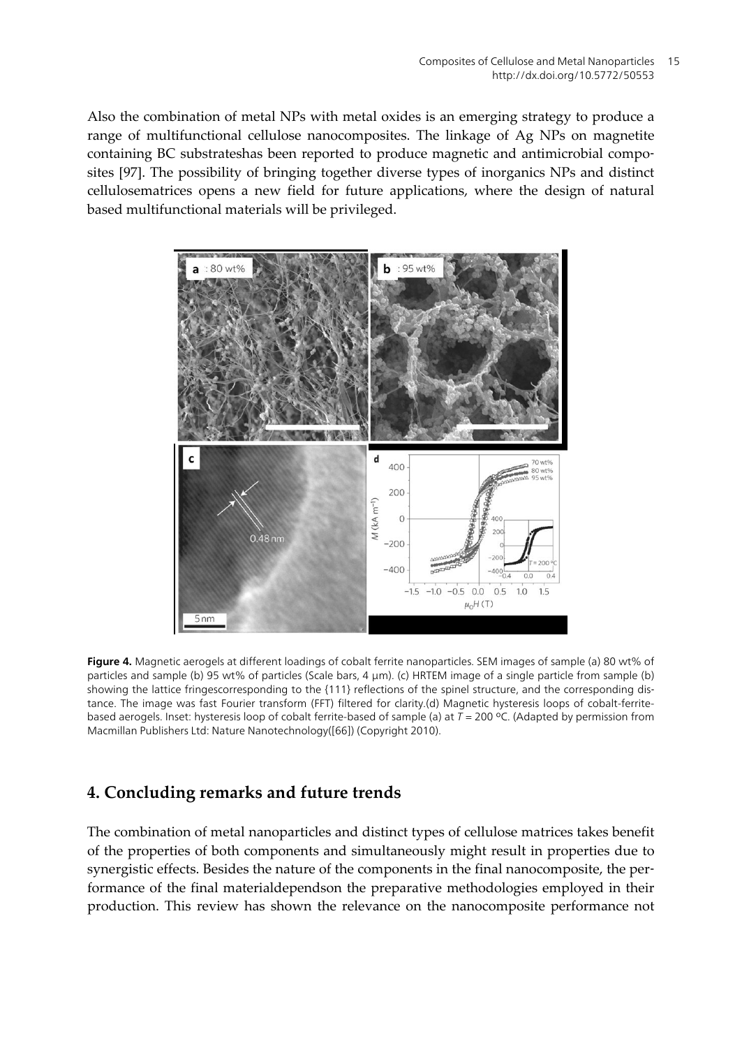Also the combination of metal NPs with metal oxides is an emerging strategy to produce a range of multifunctional cellulose nanocomposites. The linkage of Ag NPs on magnetite containing BC substrateshas been reported to produce magnetic and antimicrobial composites [97]. The possibility of bringing together diverse types of inorganics NPs and distinct cellulosematrices opens a new field for future applications, where the design of natural based multifunctional materials will be privileged.

**Figure 4.** Magnetic aerogels at different loadings of cobalt ferrite nanoparticles. SEM images of sample (a) 80 wt% of particles and sample (b) 95 wt% of particles (Scale bars, 4 µm). (c) HRTEM image of a single particle from sample (b) showing the lattice fringescorresponding to the {111} reflections of the spinel structure, and the corresponding distance. The image was fast Fourier transform (FFT) filtered for clarity.(d) Magnetic hysteresis loops of cobalt-ferrite-based aerogels. Inset: hysteresis loop of cobalt ferrite-based of sample (a) at $T = 200$ ºC. (Adapted by permission from Macmillan Publishers Ltd: Nature Nanotechnology([66]) (Copyright 2010).

## 4. Concluding remarks and future trends

The combination of metal nanoparticles and distinct types of cellulose matrices takes benefit of the properties of both components and simultaneously might result in properties due to synergistic effects. Besides the nature of the components in the final nanocomposite, the performance of the final materialdependson the preparative methodologies employed in their production. This review has shown the relevance on the nanocomposite performance not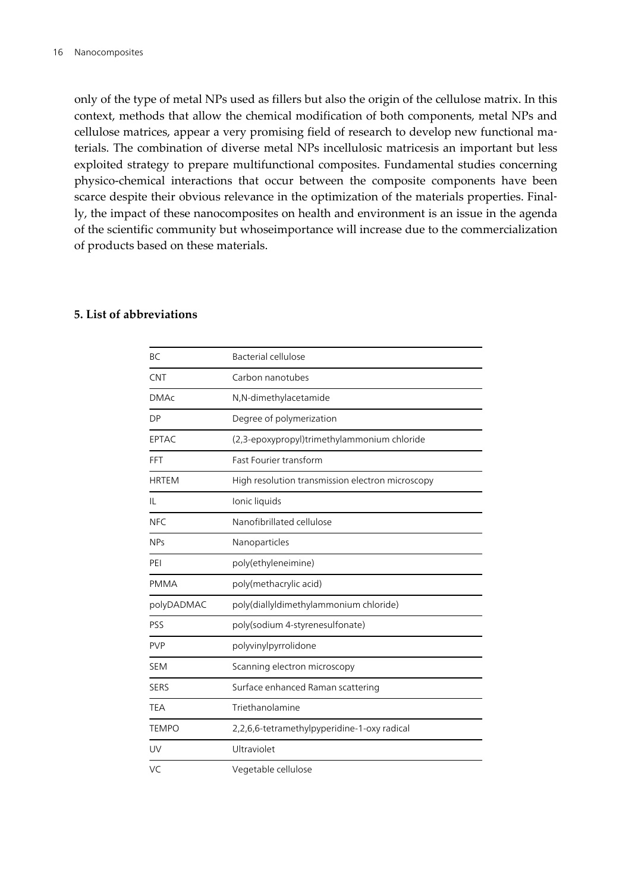only of the type of metal NPs used as fillers but also the origin of the cellulose matrix. In this context, methods that allow the chemical modification of both components, metal NPs and cellulose matrices, appear a very promising field of research to develop new functional materials. The combination of diverse metal NPs incellulosic matricesis an important but less exploited strategy to prepare multifunctional composites. Fundamental studies concerning physico-chemical interactions that occur between the composite components have been scarce despite their obvious relevance in the optimization of the materials properties. Finally, the impact of these nanocomposites on health and environment is an issue in the agenda of the scientific community but whoseimportance will increase due to the commercialization of products based on these materials.

## 5. List of abbreviations

| | |
|---|---|
| BC | Bacterial cellulose |
| CNT | Carbon nanotubes |
| DMAc | N,N-dimethylacetamide |
| DP | Degree of polymerization |
| EPTAC | (2,3-epoxypropyl)trimethylammonium chloride |
| FFT | Fast Fourier transform |
| HRTEM | High resolution transmission electron microscopy |
| IL | Ionic liquids |
| NFC | Nanofibrillated cellulose |
| NPs | Nanoparticles |
| PEI | poly(ethyleneimine) |
| PMMA | poly(methacrylic acid) |
| polyDADMAC | poly(diallyldimethylammonium chloride) |
| PSS | poly(sodium 4-styrenesulfonate) |
| PVP | polyvinylpyrrolidone |
| SEM | Scanning electron microscopy |
| SERS | Surface enhanced Raman scattering |
| TEA | Triethanolamine |
| TEMPO | 2,2,6,6-tetramethylpyperidine-1-oxy radical |
| UV | Ultraviolet |
| VC | Vegetable cellulose |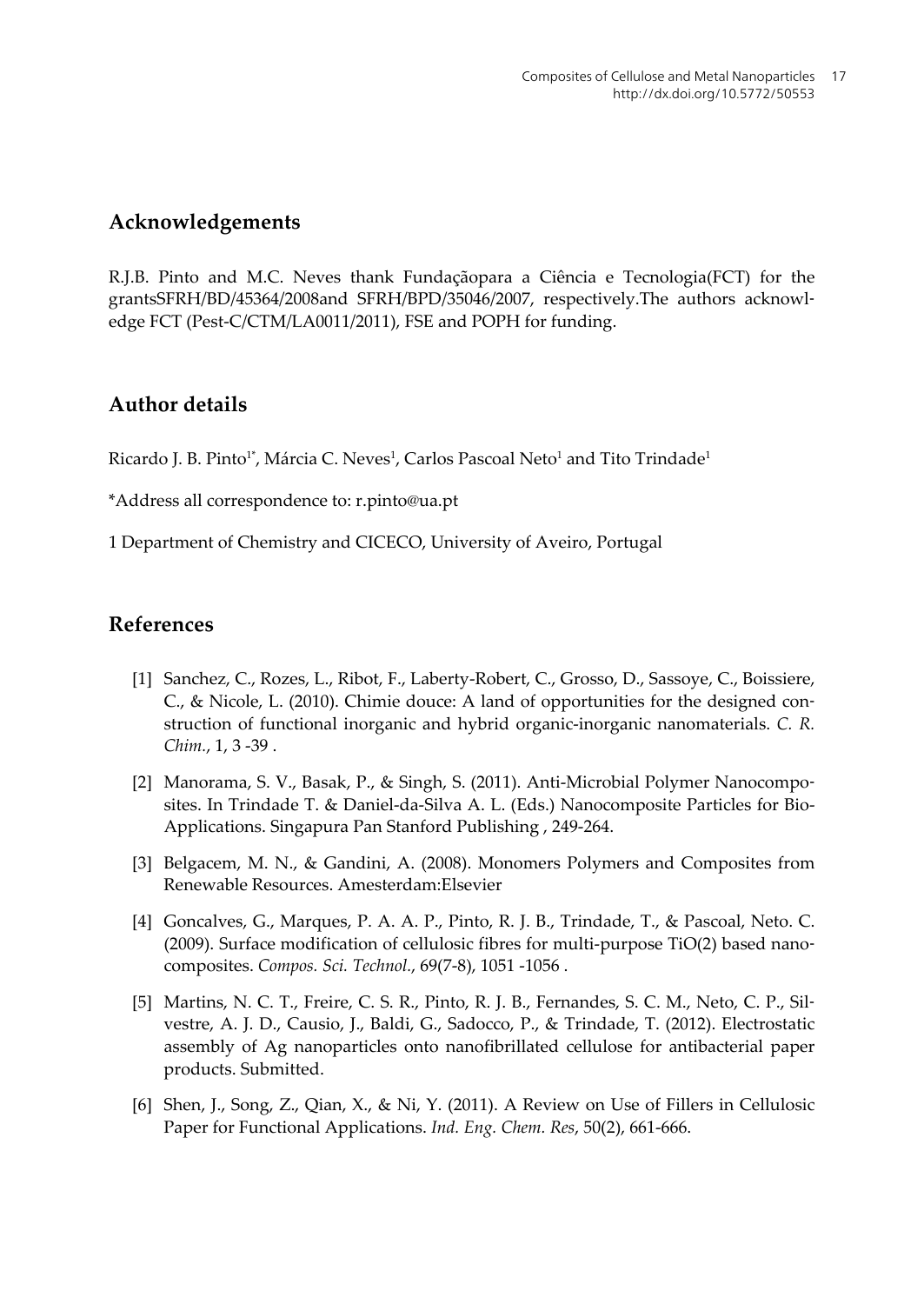## Acknowledgements

R.J.B. Pinto and M.C. Neves thank Fundaçãopara a Ciência e Tecnologia(FCT) for the grantsSFRH/BD/45364/2008and SFRH/BPD/35046/2007, respectively.The authors acknowledge FCT (Pest-C/CTM/LA0011/2011), FSE and POPH for funding.

## Author details

Ricardo J. B. Pinto[1*], Márcia C. Neves[1], Carlos Pascoal Neto[1] and Tito Trindade[1]

*Address all correspondence to: r.pinto@ua.pt

1 Department of Chemistry and CICECO, University of Aveiro, Portugal

## References

[1] Sanchez, C., Rozes, L., Ribot, F., Laberty-Robert, C., Grosso, D., Sassoye, C., Boissiere, C., & Nicole, L. (2010). Chimie douce: A land of opportunities for the designed construction of functional inorganic and hybrid organic-inorganic nanomaterials. *C. R. Chim.*, 1, 3 -39 .

[2] Manorama, S. V., Basak, P., & Singh, S. (2011). Anti-Microbial Polymer Nanocomposites. In Trindade T. & Daniel-da-Silva A. L. (Eds.) Nanocomposite Particles for Bio-Applications. Singapura Pan Stanford Publishing , 249-264.

[3] Belgacem, M. N., & Gandini, A. (2008). Monomers Polymers and Composites from Renewable Resources. Amesterdam:Elsevier

[4] Goncalves, G., Marques, P. A. A. P., Pinto, R. J. B., Trindade, T., & Pascoal, Neto. C. (2009). Surface modification of cellulosic fibres for multi-purpose TiO(2) based nanocomposites. *Compos. Sci. Technol.*, 69(7-8), 1051 -1056 .

[5] Martins, N. C. T., Freire, C. S. R., Pinto, R. J. B., Fernandes, S. C. M., Neto, C. P., Silvestre, A. J. D., Causio, J., Baldi, G., Sadocco, P., & Trindade, T. (2012). Electrostatic assembly of Ag nanoparticles onto nanofibrillated cellulose for antibacterial paper products. Submitted.

[6] Shen, J., Song, Z., Qian, X., & Ni, Y. (2011). A Review on Use of Fillers in Cellulosic Paper for Functional Applications. *Ind. Eng. Chem. Res*, 50(2), 661-666.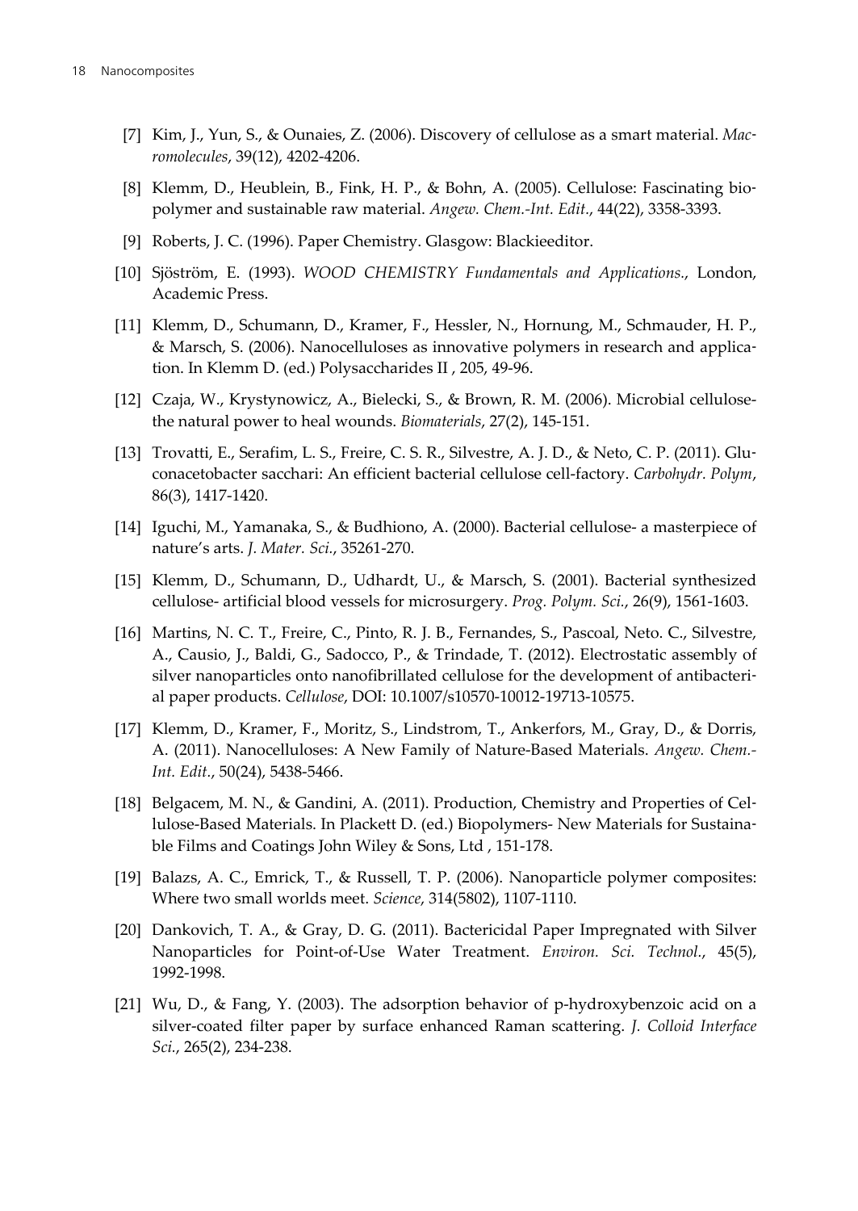[7] Kim, J., Yun, S., & Ounaies, Z. (2006). Discovery of cellulose as a smart material. *Macromolecules*, 39(12), 4202-4206.

[8] Klemm, D., Heublein, B., Fink, H. P., & Bohn, A. (2005). Cellulose: Fascinating biopolymer and sustainable raw material. *Angew. Chem.-Int. Edit.*, 44(22), 3358-3393.

[9] Roberts, J. C. (1996). Paper Chemistry. Glasgow: Blackieeditor.

[10] Sjöström, E. (1993). *WOOD CHEMISTRY Fundamentals and Applications.*, London, Academic Press.

[11] Klemm, D., Schumann, D., Kramer, F., Hessler, N., Hornung, M., Schmauder, H. P., & Marsch, S. (2006). Nanocelluloses as innovative polymers in research and application. In Klemm D. (ed.) Polysaccharides II , 205, 49-96.

[12] Czaja, W., Krystynowicz, A., Bielecki, S., & Brown, R. M. (2006). Microbial cellulose-the natural power to heal wounds. *Biomaterials*, 27(2), 145-151.

[13] Trovatti, E., Serafim, L. S., Freire, C. S. R., Silvestre, A. J. D., & Neto, C. P. (2011). Gluconacetobacter sacchari: An efficient bacterial cellulose cell-factory. *Carbohydr. Polym*, 86(3), 1417-1420.

[14] Iguchi, M., Yamanaka, S., & Budhiono, A. (2000). Bacterial cellulose- a masterpiece of nature's arts. *J. Mater. Sci.*, 35261-270.

[15] Klemm, D., Schumann, D., Udhardt, U., & Marsch, S. (2001). Bacterial synthesized cellulose- artificial blood vessels for microsurgery. *Prog. Polym. Sci.*, 26(9), 1561-1603.

[16] Martins, N. C. T., Freire, C., Pinto, R. J. B., Fernandes, S., Pascoal, Neto. C., Silvestre, A., Causio, J., Baldi, G., Sadocco, P., & Trindade, T. (2012). Electrostatic assembly of silver nanoparticles onto nanofibrillated cellulose for the development of antibacterial paper products. *Cellulose*, DOI: 10.1007/s10570-10012-19713-10575.

[17] Klemm, D., Kramer, F., Moritz, S., Lindstrom, T., Ankerfors, M., Gray, D., & Dorris, A. (2011). Nanocelluloses: A New Family of Nature-Based Materials. *Angew. Chem.-Int. Edit.*, 50(24), 5438-5466.

[18] Belgacem, M. N., & Gandini, A. (2011). Production, Chemistry and Properties of Cellulose-Based Materials. In Plackett D. (ed.) Biopolymers- New Materials for Sustainable Films and Coatings John Wiley & Sons, Ltd , 151-178.

[19] Balazs, A. C., Emrick, T., & Russell, T. P. (2006). Nanoparticle polymer composites: Where two small worlds meet. *Science*, 314(5802), 1107-1110.

[20] Dankovich, T. A., & Gray, D. G. (2011). Bactericidal Paper Impregnated with Silver Nanoparticles for Point-of-Use Water Treatment. *Environ. Sci. Technol.*, 45(5), 1992-1998.

[21] Wu, D., & Fang, Y. (2003). The adsorption behavior of p-hydroxybenzoic acid on a silver-coated filter paper by surface enhanced Raman scattering. *J. Colloid Interface Sci.*, 265(2), 234-238.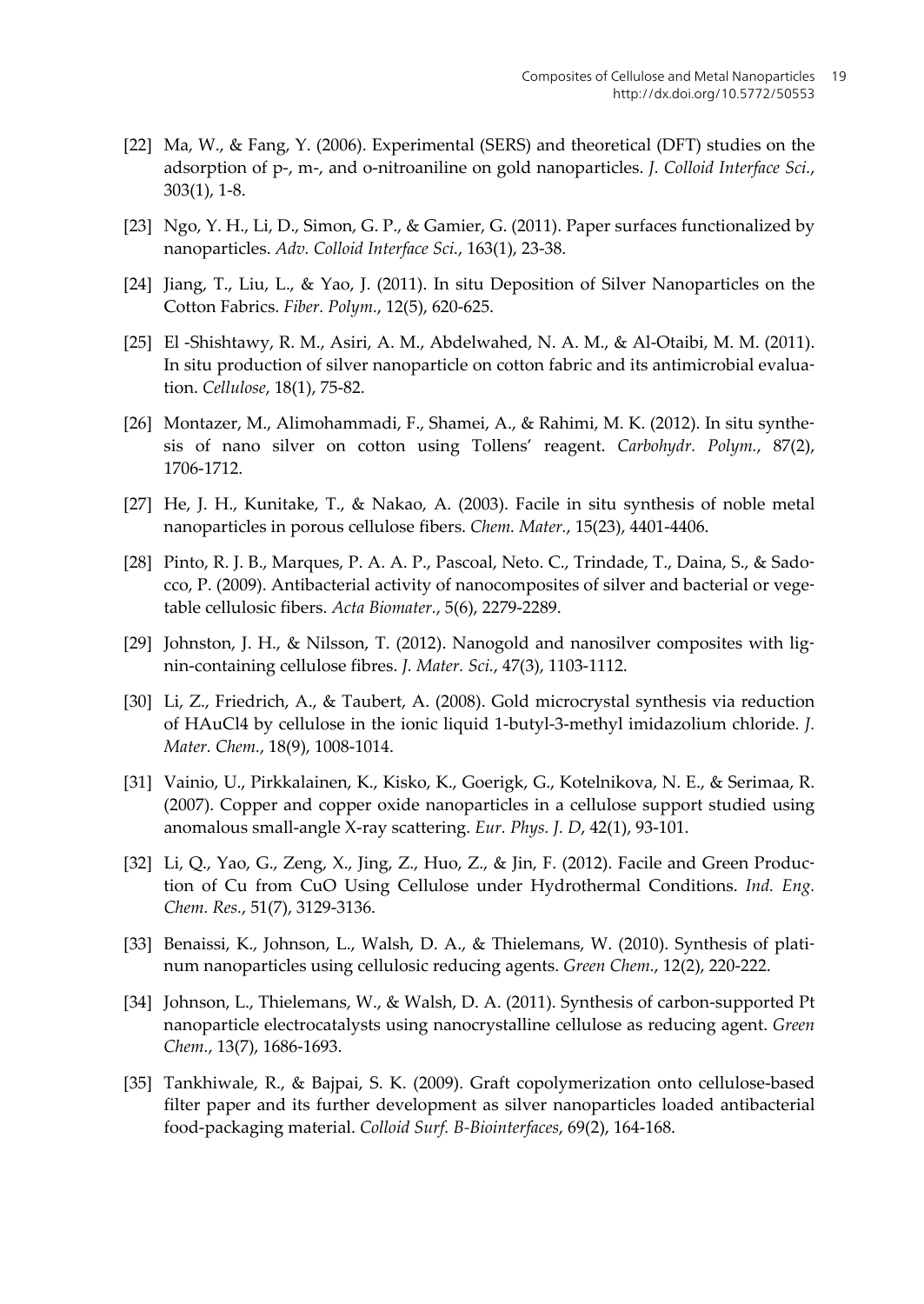[22] Ma, W., & Fang, Y. (2006). Experimental (SERS) and theoretical (DFT) studies on the adsorption of p-, m-, and o-nitroaniline on gold nanoparticles. *J. Colloid Interface Sci.*, 303(1), 1-8.

[23] Ngo, Y. H., Li, D., Simon, G. P., & Gamier, G. (2011). Paper surfaces functionalized by nanoparticles. *Adv. Colloid Interface Sci.*, 163(1), 23-38.

[24] Jiang, T., Liu, L., & Yao, J. (2011). In situ Deposition of Silver Nanoparticles on the Cotton Fabrics. *Fiber. Polym.*, 12(5), 620-625.

[25] El -Shishtawy, R. M., Asiri, A. M., Abdelwahed, N. A. M., & Al-Otaibi, M. M. (2011). In situ production of silver nanoparticle on cotton fabric and its antimicrobial evaluation. *Cellulose*, 18(1), 75-82.

[26] Montazer, M., Alimohammadi, F., Shamei, A., & Rahimi, M. K. (2012). In situ synthesis of nano silver on cotton using Tollens' reagent. *Carbohydr. Polym.*, 87(2), 1706-1712.

[27] He, J. H., Kunitake, T., & Nakao, A. (2003). Facile in situ synthesis of noble metal nanoparticles in porous cellulose fibers. *Chem. Mater.*, 15(23), 4401-4406.

[28] Pinto, R. J. B., Marques, P. A. A. P., Pascoal, Neto. C., Trindade, T., Daina, S., & Sadocco, P. (2009). Antibacterial activity of nanocomposites of silver and bacterial or vegetable cellulosic fibers. *Acta Biomater.*, 5(6), 2279-2289.

[29] Johnston, J. H., & Nilsson, T. (2012). Nanogold and nanosilver composites with lignin-containing cellulose fibres. *J. Mater. Sci.*, 47(3), 1103-1112.

[30] Li, Z., Friedrich, A., & Taubert, A. (2008). Gold microcrystal synthesis via reduction of HAuCl4 by cellulose in the ionic liquid 1-butyl-3-methyl imidazolium chloride. *J. Mater. Chem.*, 18(9), 1008-1014.

[31] Vainio, U., Pirkkalainen, K., Kisko, K., Goerigk, G., Kotelnikova, N. E., & Serimaa, R. (2007). Copper and copper oxide nanoparticles in a cellulose support studied using anomalous small-angle X-ray scattering. *Eur. Phys. J. D*, 42(1), 93-101.

[32] Li, Q., Yao, G., Zeng, X., Jing, Z., Huo, Z., & Jin, F. (2012). Facile and Green Production of Cu from CuO Using Cellulose under Hydrothermal Conditions. *Ind. Eng. Chem. Res.*, 51(7), 3129-3136.

[33] Benaissi, K., Johnson, L., Walsh, D. A., & Thielemans, W. (2010). Synthesis of platinum nanoparticles using cellulosic reducing agents. *Green Chem.*, 12(2), 220-222.

[34] Johnson, L., Thielemans, W., & Walsh, D. A. (2011). Synthesis of carbon-supported Pt nanoparticle electrocatalysts using nanocrystalline cellulose as reducing agent. *Green Chem.*, 13(7), 1686-1693.

[35] Tankhiwale, R., & Bajpai, S. K. (2009). Graft copolymerization onto cellulose-based filter paper and its further development as silver nanoparticles loaded antibacterial food-packaging material. *Colloid Surf. B-Biointerfaces*, 69(2), 164-168.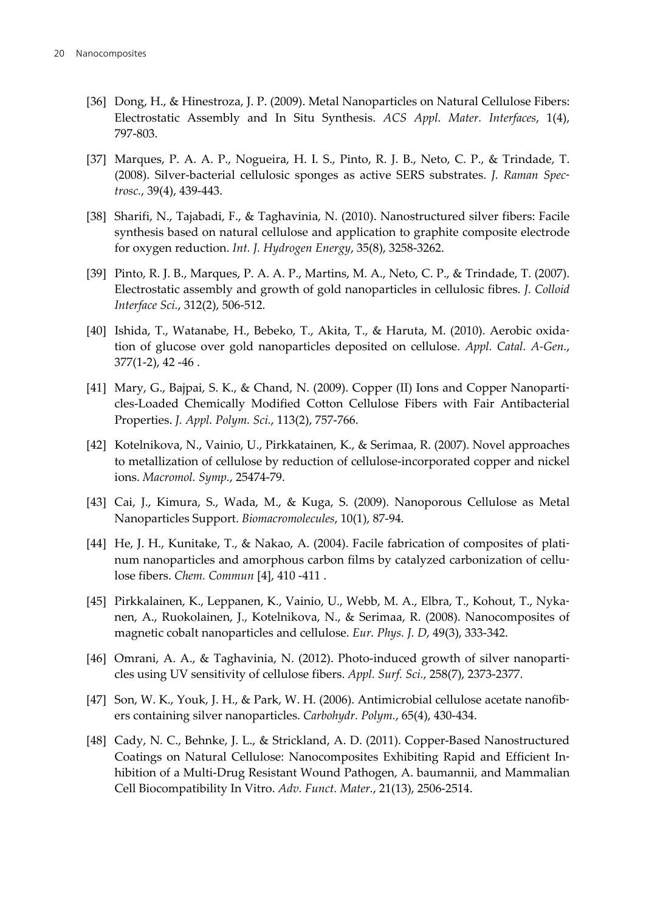[36] Dong, H., & Hinestroza, J. P. (2009). Metal Nanoparticles on Natural Cellulose Fibers: Electrostatic Assembly and In Situ Synthesis. *ACS Appl. Mater. Interfaces*, 1(4), 797-803.

[37] Marques, P. A. A. P., Nogueira, H. I. S., Pinto, R. J. B., Neto, C. P., & Trindade, T. (2008). Silver-bacterial cellulosic sponges as active SERS substrates. *J. Raman Spectrosc.*, 39(4), 439-443.

[38] Sharifi, N., Tajabadi, F., & Taghavinia, N. (2010). Nanostructured silver fibers: Facile synthesis based on natural cellulose and application to graphite composite electrode for oxygen reduction. *Int. J. Hydrogen Energy*, 35(8), 3258-3262.

[39] Pinto, R. J. B., Marques, P. A. A. P., Martins, M. A., Neto, C. P., & Trindade, T. (2007). Electrostatic assembly and growth of gold nanoparticles in cellulosic fibres. *J. Colloid Interface Sci.*, 312(2), 506-512.

[40] Ishida, T., Watanabe, H., Bebeko, T., Akita, T., & Haruta, M. (2010). Aerobic oxidation of glucose over gold nanoparticles deposited on cellulose. *Appl. Catal. A-Gen.*, 377(1-2), 42 -46 .

[41] Mary, G., Bajpai, S. K., & Chand, N. (2009). Copper (II) Ions and Copper Nanoparticles-Loaded Chemically Modified Cotton Cellulose Fibers with Fair Antibacterial Properties. *J. Appl. Polym. Sci.*, 113(2), 757-766.

[42] Kotelnikova, N., Vainio, U., Pirkkatainen, K., & Serimaa, R. (2007). Novel approaches to metallization of cellulose by reduction of cellulose-incorporated copper and nickel ions. *Macromol. Symp.*, 25474-79.

[43] Cai, J., Kimura, S., Wada, M., & Kuga, S. (2009). Nanoporous Cellulose as Metal Nanoparticles Support. *Biomacromolecules*, 10(1), 87-94.

[44] He, J. H., Kunitake, T., & Nakao, A. (2004). Facile fabrication of composites of platinum nanoparticles and amorphous carbon films by catalyzed carbonization of cellulose fibers. *Chem. Commun* [4], 410 -411 .

[45] Pirkkalainen, K., Leppanen, K., Vainio, U., Webb, M. A., Elbra, T., Kohout, T., Nykanen, A., Ruokolainen, J., Kotelnikova, N., & Serimaa, R. (2008). Nanocomposites of magnetic cobalt nanoparticles and cellulose. *Eur. Phys. J. D*, 49(3), 333-342.

[46] Omrani, A. A., & Taghavinia, N. (2012). Photo-induced growth of silver nanoparticles using UV sensitivity of cellulose fibers. *Appl. Surf. Sci.*, 258(7), 2373-2377.

[47] Son, W. K., Youk, J. H., & Park, W. H. (2006). Antimicrobial cellulose acetate nanofibers containing silver nanoparticles. *Carbohydr. Polym.*, 65(4), 430-434.

[48] Cady, N. C., Behnke, J. L., & Strickland, A. D. (2011). Copper-Based Nanostructured Coatings on Natural Cellulose: Nanocomposites Exhibiting Rapid and Efficient Inhibition of a Multi-Drug Resistant Wound Pathogen, A. baumannii, and Mammalian Cell Biocompatibility In Vitro. *Adv. Funct. Mater.*, 21(13), 2506-2514.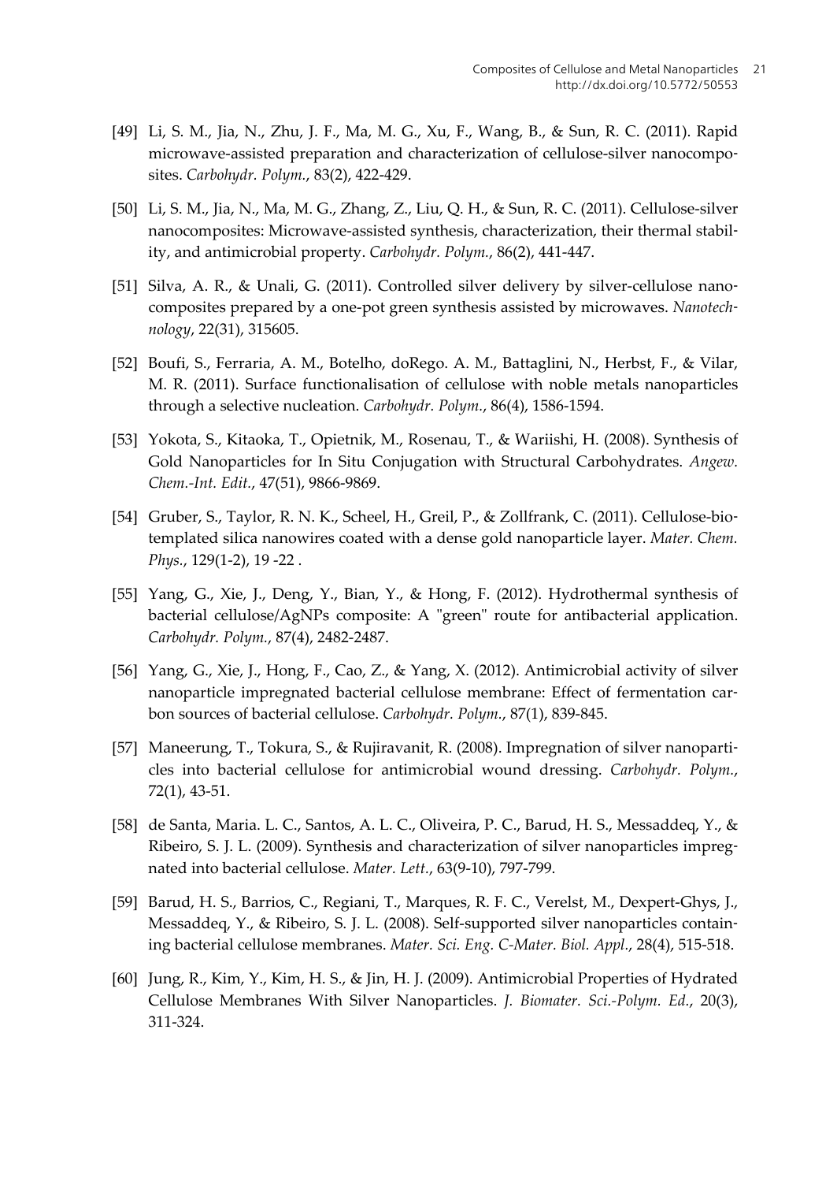[49] Li, S. M., Jia, N., Zhu, J. F., Ma, M. G., Xu, F., Wang, B., & Sun, R. C. (2011). Rapid microwave-assisted preparation and characterization of cellulose-silver nanocomposites. *Carbohydr. Polym.*, 83(2), 422-429.

[50] Li, S. M., Jia, N., Ma, M. G., Zhang, Z., Liu, Q. H., & Sun, R. C. (2011). Cellulose-silver nanocomposites: Microwave-assisted synthesis, characterization, their thermal stability, and antimicrobial property. *Carbohydr. Polym.*, 86(2), 441-447.

[51] Silva, A. R., & Unali, G. (2011). Controlled silver delivery by silver-cellulose nanocomposites prepared by a one-pot green synthesis assisted by microwaves. *Nanotechnology*, 22(31), 315605.

[52] Boufi, S., Ferraria, A. M., Botelho, doRego. A. M., Battaglini, N., Herbst, F., & Vilar, M. R. (2011). Surface functionalisation of cellulose with noble metals nanoparticles through a selective nucleation. *Carbohydr. Polym.*, 86(4), 1586-1594.

[53] Yokota, S., Kitaoka, T., Opietnik, M., Rosenau, T., & Wariishi, H. (2008). Synthesis of Gold Nanoparticles for In Situ Conjugation with Structural Carbohydrates. *Angew. Chem.-Int. Edit.*, 47(51), 9866-9869.

[54] Gruber, S., Taylor, R. N. K., Scheel, H., Greil, P., & Zollfrank, C. (2011). Cellulose-biotemplated silica nanowires coated with a dense gold nanoparticle layer. *Mater. Chem. Phys.*, 129(1-2), 19 -22 .

[55] Yang, G., Xie, J., Deng, Y., Bian, Y., & Hong, F. (2012). Hydrothermal synthesis of bacterial cellulose/AgNPs composite: A "green" route for antibacterial application. *Carbohydr. Polym.*, 87(4), 2482-2487.

[56] Yang, G., Xie, J., Hong, F., Cao, Z., & Yang, X. (2012). Antimicrobial activity of silver nanoparticle impregnated bacterial cellulose membrane: Effect of fermentation carbon sources of bacterial cellulose. *Carbohydr. Polym.*, 87(1), 839-845.

[57] Maneerung, T., Tokura, S., & Rujiravanit, R. (2008). Impregnation of silver nanoparticles into bacterial cellulose for antimicrobial wound dressing. *Carbohydr. Polym.*, 72(1), 43-51.

[58] de Santa, Maria. L. C., Santos, A. L. C., Oliveira, P. C., Barud, H. S., Messaddeq, Y., & Ribeiro, S. J. L. (2009). Synthesis and characterization of silver nanoparticles impregnated into bacterial cellulose. *Mater. Lett.*, 63(9-10), 797-799.

[59] Barud, H. S., Barrios, C., Regiani, T., Marques, R. F. C., Verelst, M., Dexpert-Ghys, J., Messaddeq, Y., & Ribeiro, S. J. L. (2008). Self-supported silver nanoparticles containing bacterial cellulose membranes. *Mater. Sci. Eng. C-Mater. Biol. Appl.*, 28(4), 515-518.

[60] Jung, R., Kim, Y., Kim, H. S., & Jin, H. J. (2009). Antimicrobial Properties of Hydrated Cellulose Membranes With Silver Nanoparticles. *J. Biomater. Sci.-Polym. Ed.*, 20(3), 311-324.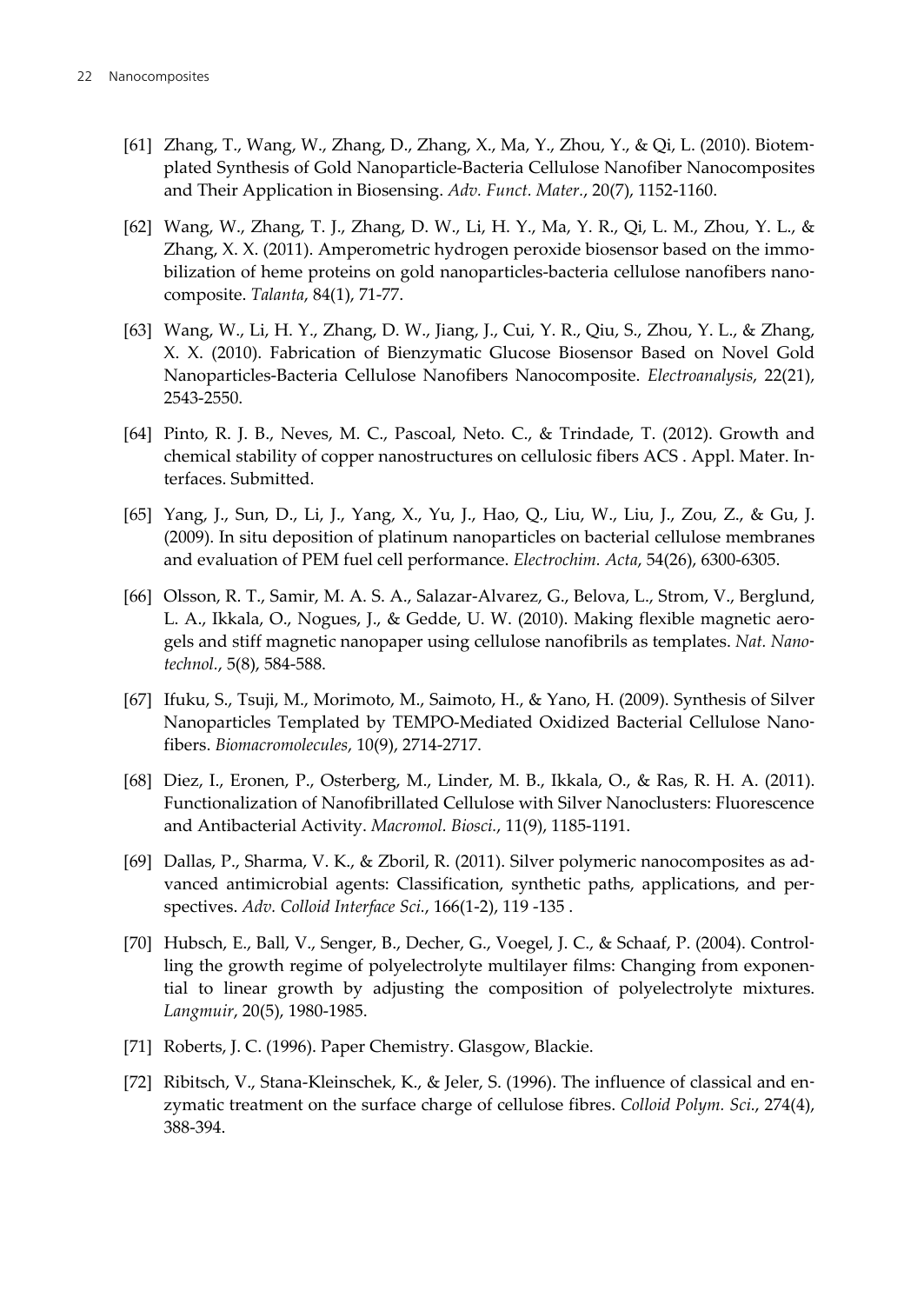[61] Zhang, T., Wang, W., Zhang, D., Zhang, X., Ma, Y., Zhou, Y., & Qi, L. (2010). Biotemplated Synthesis of Gold Nanoparticle-Bacteria Cellulose Nanofiber Nanocomposites and Their Application in Biosensing. *Adv. Funct. Mater.*, 20(7), 1152-1160.

[62] Wang, W., Zhang, T. J., Zhang, D. W., Li, H. Y., Ma, Y. R., Qi, L. M., Zhou, Y. L., & Zhang, X. X. (2011). Amperometric hydrogen peroxide biosensor based on the immobilization of heme proteins on gold nanoparticles-bacteria cellulose nanofibers nanocomposite. *Talanta*, 84(1), 71-77.

[63] Wang, W., Li, H. Y., Zhang, D. W., Jiang, J., Cui, Y. R., Qiu, S., Zhou, Y. L., & Zhang, X. X. (2010). Fabrication of Bienzymatic Glucose Biosensor Based on Novel Gold Nanoparticles-Bacteria Cellulose Nanofibers Nanocomposite. *Electroanalysis*, 22(21), 2543-2550.

[64] Pinto, R. J. B., Neves, M. C., Pascoal, Neto. C., & Trindade, T. (2012). Growth and chemical stability of copper nanostructures on cellulosic fibers ACS . Appl. Mater. Interfaces. Submitted.

[65] Yang, J., Sun, D., Li, J., Yang, X., Yu, J., Hao, Q., Liu, W., Liu, J., Zou, Z., & Gu, J. (2009). In situ deposition of platinum nanoparticles on bacterial cellulose membranes and evaluation of PEM fuel cell performance. *Electrochim. Acta*, 54(26), 6300-6305.

[66] Olsson, R. T., Samir, M. A. S. A., Salazar-Alvarez, G., Belova, L., Strom, V., Berglund, L. A., Ikkala, O., Nogues, J., & Gedde, U. W. (2010). Making flexible magnetic aerogels and stiff magnetic nanopaper using cellulose nanofibrils as templates. *Nat. Nanotechnol.*, 5(8), 584-588.

[67] Ifuku, S., Tsuji, M., Morimoto, M., Saimoto, H., & Yano, H. (2009). Synthesis of Silver Nanoparticles Templated by TEMPO-Mediated Oxidized Bacterial Cellulose Nanofibers. *Biomacromolecules*, 10(9), 2714-2717.

[68] Diez, I., Eronen, P., Osterberg, M., Linder, M. B., Ikkala, O., & Ras, R. H. A. (2011). Functionalization of Nanofibrillated Cellulose with Silver Nanoclusters: Fluorescence and Antibacterial Activity. *Macromol. Biosci.*, 11(9), 1185-1191.

[69] Dallas, P., Sharma, V. K., & Zboril, R. (2011). Silver polymeric nanocomposites as advanced antimicrobial agents: Classification, synthetic paths, applications, and perspectives. *Adv. Colloid Interface Sci.*, 166(1-2), 119 -135 .

[70] Hubsch, E., Ball, V., Senger, B., Decher, G., Voegel, J. C., & Schaaf, P. (2004). Controlling the growth regime of polyelectrolyte multilayer films: Changing from exponential to linear growth by adjusting the composition of polyelectrolyte mixtures. *Langmuir*, 20(5), 1980-1985.

[71] Roberts, J. C. (1996). Paper Chemistry. Glasgow, Blackie.

[72] Ribitsch, V., Stana-Kleinschek, K., & Jeler, S. (1996). The influence of classical and enzymatic treatment on the surface charge of cellulose fibres. *Colloid Polym. Sci.*, 274(4), 388-394.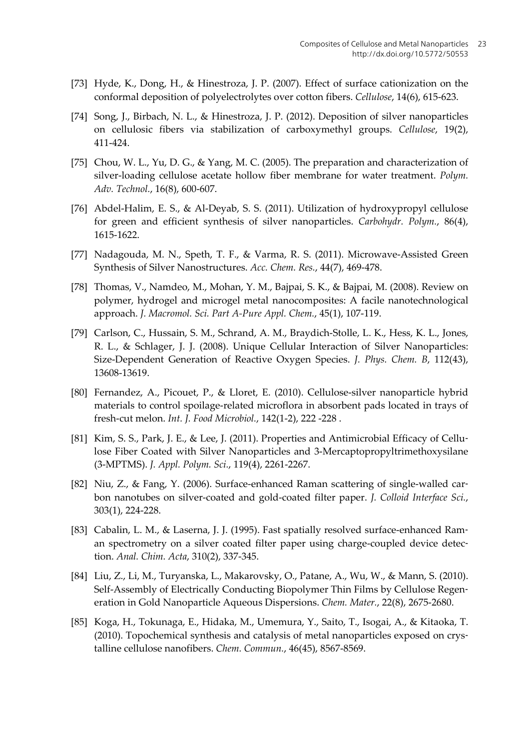[73] Hyde, K., Dong, H., & Hinestroza, J. P. (2007). Effect of surface cationization on the conformal deposition of polyelectrolytes over cotton fibers. *Cellulose*, 14(6), 615-623.

[74] Song, J., Birbach, N. L., & Hinestroza, J. P. (2012). Deposition of silver nanoparticles on cellulosic fibers via stabilization of carboxymethyl groups. *Cellulose*, 19(2), 411-424.

[75] Chou, W. L., Yu, D. G., & Yang, M. C. (2005). The preparation and characterization of silver-loading cellulose acetate hollow fiber membrane for water treatment. *Polym. Adv. Technol.*, 16(8), 600-607.

[76] Abdel-Halim, E. S., & Al-Deyab, S. S. (2011). Utilization of hydroxypropyl cellulose for green and efficient synthesis of silver nanoparticles. *Carbohydr. Polym.*, 86(4), 1615-1622.

[77] Nadagouda, M. N., Speth, T. F., & Varma, R. S. (2011). Microwave-Assisted Green Synthesis of Silver Nanostructures. *Acc. Chem. Res.*, 44(7), 469-478.

[78] Thomas, V., Namdeo, M., Mohan, Y. M., Bajpai, S. K., & Bajpai, M. (2008). Review on polymer, hydrogel and microgel metal nanocomposites: A facile nanotechnological approach. *J. Macromol. Sci. Part A-Pure Appl. Chem.*, 45(1), 107-119.

[79] Carlson, C., Hussain, S. M., Schrand, A. M., Braydich-Stolle, L. K., Hess, K. L., Jones, R. L., & Schlager, J. J. (2008). Unique Cellular Interaction of Silver Nanoparticles: Size-Dependent Generation of Reactive Oxygen Species. *J. Phys. Chem. B*, 112(43), 13608-13619.

[80] Fernandez, A., Picouet, P., & Lloret, E. (2010). Cellulose-silver nanoparticle hybrid materials to control spoilage-related microflora in absorbent pads located in trays of fresh-cut melon. *Int. J. Food Microbiol.*, 142(1-2), 222 -228 .

[81] Kim, S. S., Park, J. E., & Lee, J. (2011). Properties and Antimicrobial Efficacy of Cellulose Fiber Coated with Silver Nanoparticles and 3-Mercaptopropyltrimethoxysilane (3-MPTMS). *J. Appl. Polym. Sci.*, 119(4), 2261-2267.

[82] Niu, Z., & Fang, Y. (2006). Surface-enhanced Raman scattering of single-walled carbon nanotubes on silver-coated and gold-coated filter paper. *J. Colloid Interface Sci.*, 303(1), 224-228.

[83] Cabalin, L. M., & Laserna, J. J. (1995). Fast spatially resolved surface-enhanced Raman spectrometry on a silver coated filter paper using charge-coupled device detection. *Anal. Chim. Acta*, 310(2), 337-345.

[84] Liu, Z., Li, M., Turyanska, L., Makarovsky, O., Patane, A., Wu, W., & Mann, S. (2010). Self-Assembly of Electrically Conducting Biopolymer Thin Films by Cellulose Regeneration in Gold Nanoparticle Aqueous Dispersions. *Chem. Mater.*, 22(8), 2675-2680.

[85] Koga, H., Tokunaga, E., Hidaka, M., Umemura, Y., Saito, T., Isogai, A., & Kitaoka, T. (2010). Topochemical synthesis and catalysis of metal nanoparticles exposed on crystalline cellulose nanofibers. *Chem. Commun.*, 46(45), 8567-8569.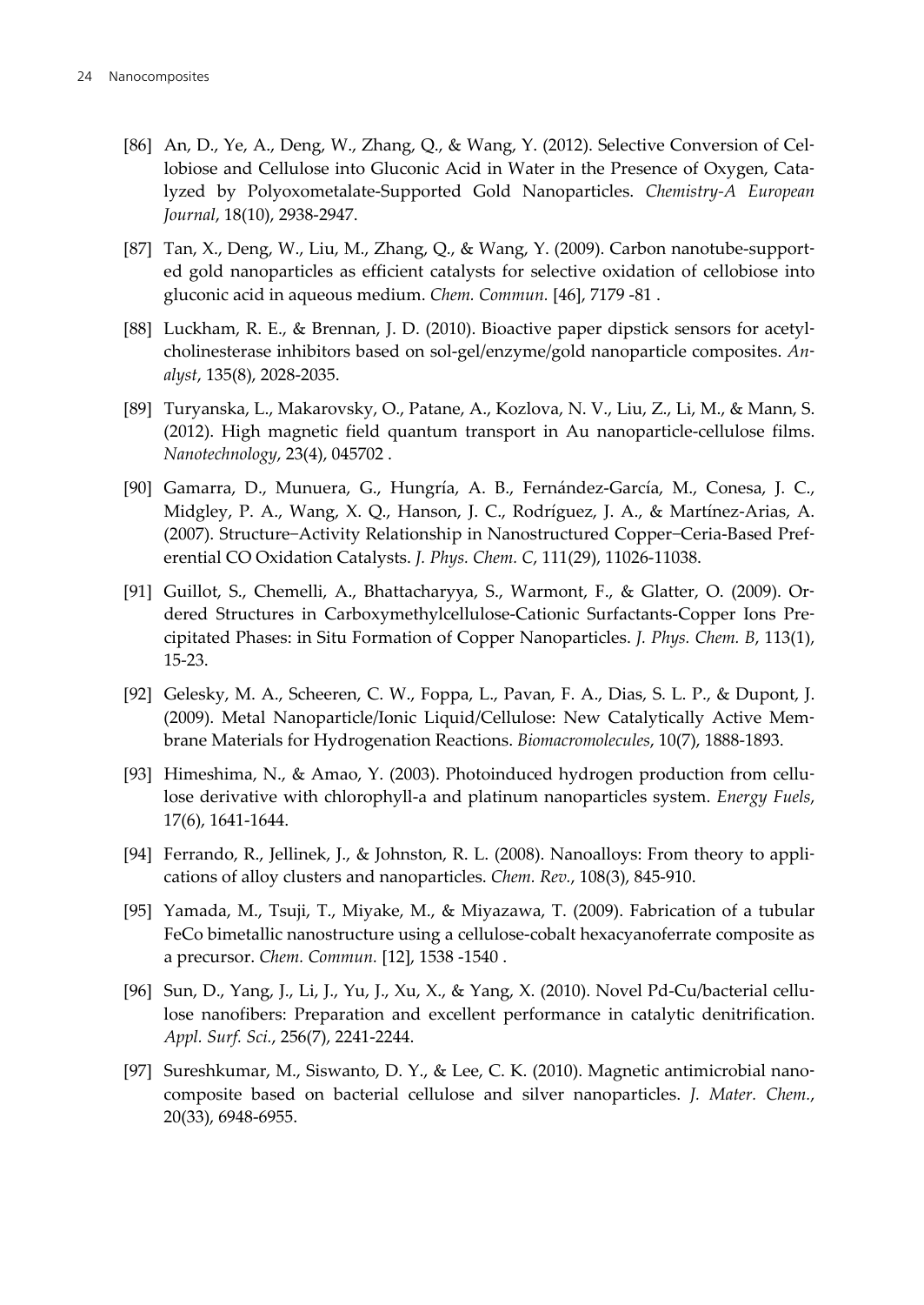[86] An, D., Ye, A., Deng, W., Zhang, Q., & Wang, Y. (2012). Selective Conversion of Cellobiose and Cellulose into Gluconic Acid in Water in the Presence of Oxygen, Catalyzed by Polyoxometalate-Supported Gold Nanoparticles. *Chemistry-A European Journal*, 18(10), 2938-2947.

[87] Tan, X., Deng, W., Liu, M., Zhang, Q., & Wang, Y. (2009). Carbon nanotube-supported gold nanoparticles as efficient catalysts for selective oxidation of cellobiose into gluconic acid in aqueous medium. *Chem. Commun.* [46], 7179 -81 .

[88] Luckham, R. E., & Brennan, J. D. (2010). Bioactive paper dipstick sensors for acetylcholinesterase inhibitors based on sol-gel/enzyme/gold nanoparticle composites. *Analyst*, 135(8), 2028-2035.

[89] Turyanska, L., Makarovsky, O., Patane, A., Kozlova, N. V., Liu, Z., Li, M., & Mann, S. (2012). High magnetic field quantum transport in Au nanoparticle-cellulose films. *Nanotechnology*, 23(4), 045702 .

[90] Gamarra, D., Munuera, G., Hungría, A. B., Fernández-García, M., Conesa, J. C., Midgley, P. A., Wang, X. Q., Hanson, J. C., Rodríguez, J. A., & Martínez-Arias, A. (2007). Structure−Activity Relationship in Nanostructured Copper−Ceria-Based Preferential CO Oxidation Catalysts. *J. Phys. Chem. C*, 111(29), 11026-11038.

[91] Guillot, S., Chemelli, A., Bhattacharyya, S., Warmont, F., & Glatter, O. (2009). Ordered Structures in Carboxymethylcellulose-Cationic Surfactants-Copper Ions Precipitated Phases: in Situ Formation of Copper Nanoparticles. *J. Phys. Chem. B*, 113(1), 15-23.

[92] Gelesky, M. A., Scheeren, C. W., Foppa, L., Pavan, F. A., Dias, S. L. P., & Dupont, J. (2009). Metal Nanoparticle/Ionic Liquid/Cellulose: New Catalytically Active Membrane Materials for Hydrogenation Reactions. *Biomacromolecules*, 10(7), 1888-1893.

[93] Himeshima, N., & Amao, Y. (2003). Photoinduced hydrogen production from cellulose derivative with chlorophyll-a and platinum nanoparticles system. *Energy Fuels*, 17(6), 1641-1644.

[94] Ferrando, R., Jellinek, J., & Johnston, R. L. (2008). Nanoalloys: From theory to applications of alloy clusters and nanoparticles. *Chem. Rev.*, 108(3), 845-910.

[95] Yamada, M., Tsuji, T., Miyake, M., & Miyazawa, T. (2009). Fabrication of a tubular FeCo bimetallic nanostructure using a cellulose-cobalt hexacyanoferrate composite as a precursor. *Chem. Commun.* [12], 1538 -1540 .

[96] Sun, D., Yang, J., Li, J., Yu, J., Xu, X., & Yang, X. (2010). Novel Pd-Cu/bacterial cellulose nanofibers: Preparation and excellent performance in catalytic denitrification. *Appl. Surf. Sci.*, 256(7), 2241-2244.

[97] Sureshkumar, M., Siswanto, D. Y., & Lee, C. K. (2010). Magnetic antimicrobial nanocomposite based on bacterial cellulose and silver nanoparticles. *J. Mater. Chem.*, 20(33), 6948-6955.